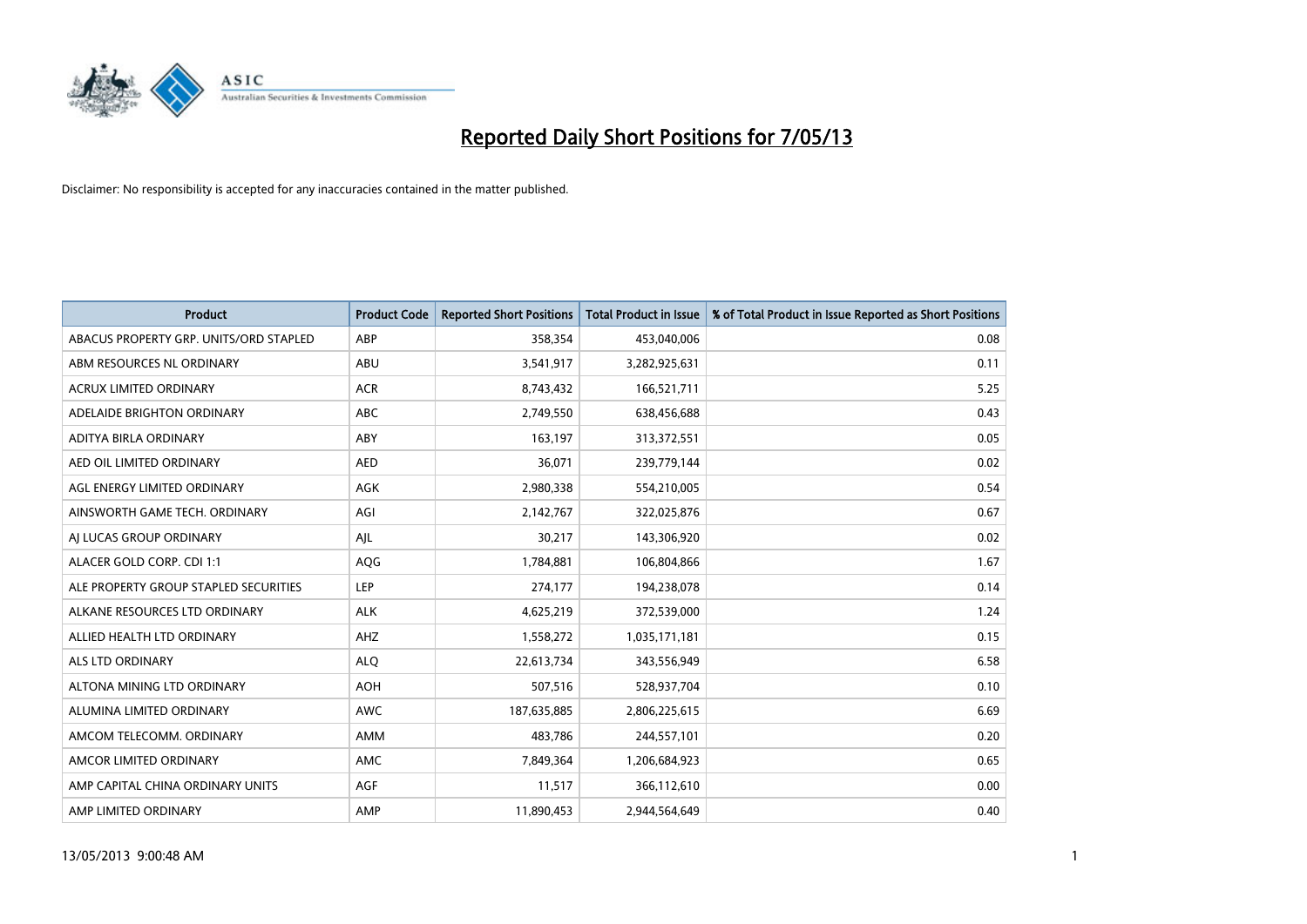# Reported Daily Short Positions for 7/05/13

Disclaimer: No responsibility is accepted for any inaccuracies contained in the matter published.

| Product | Product Code | Reported Short Positions | Total Product in Issue | % of Total Product in Issue Reported as Short Positions |
|---|---|---|---|---|
| ABACUS PROPERTY GRP. UNITS/ORD STAPLED | ABP | 358,354 | 453,040,006 | 0.08 |
| ABM RESOURCES NL ORDINARY | ABU | 3,541,917 | 3,282,925,631 | 0.11 |
| ACRUX LIMITED ORDINARY | ACR | 8,743,432 | 166,521,711 | 5.25 |
| ADELAIDE BRIGHTON ORDINARY | ABC | 2,749,550 | 638,456,688 | 0.43 |
| ADITYA BIRLA ORDINARY | ABY | 163,197 | 313,372,551 | 0.05 |
| AED OIL LIMITED ORDINARY | AED | 36,071 | 239,779,144 | 0.02 |
| AGL ENERGY LIMITED ORDINARY | AGK | 2,980,338 | 554,210,005 | 0.54 |
| AINSWORTH GAME TECH. ORDINARY | AGI | 2,142,767 | 322,025,876 | 0.67 |
| AJ LUCAS GROUP ORDINARY | AJL | 30,217 | 143,306,920 | 0.02 |
| ALACER GOLD CORP. CDI 1:1 | AQG | 1,784,881 | 106,804,866 | 1.67 |
| ALE PROPERTY GROUP STAPLED SECURITIES | LEP | 274,177 | 194,238,078 | 0.14 |
| ALKANE RESOURCES LTD ORDINARY | ALK | 4,625,219 | 372,539,000 | 1.24 |
| ALLIED HEALTH LTD ORDINARY | AHZ | 1,558,272 | 1,035,171,181 | 0.15 |
| ALS LTD ORDINARY | ALQ | 22,613,734 | 343,556,949 | 6.58 |
| ALTONA MINING LTD ORDINARY | AOH | 507,516 | 528,937,704 | 0.10 |
| ALUMINA LIMITED ORDINARY | AWC | 187,635,885 | 2,806,225,615 | 6.69 |
| AMCOM TELECOMM. ORDINARY | AMM | 483,786 | 244,557,101 | 0.20 |
| AMCOR LIMITED ORDINARY | AMC | 7,849,364 | 1,206,684,923 | 0.65 |
| AMP CAPITAL CHINA ORDINARY UNITS | AGF | 11,517 | 366,112,610 | 0.00 |
| AMP LIMITED ORDINARY | AMP | 11,890,453 | 2,944,564,649 | 0.40 |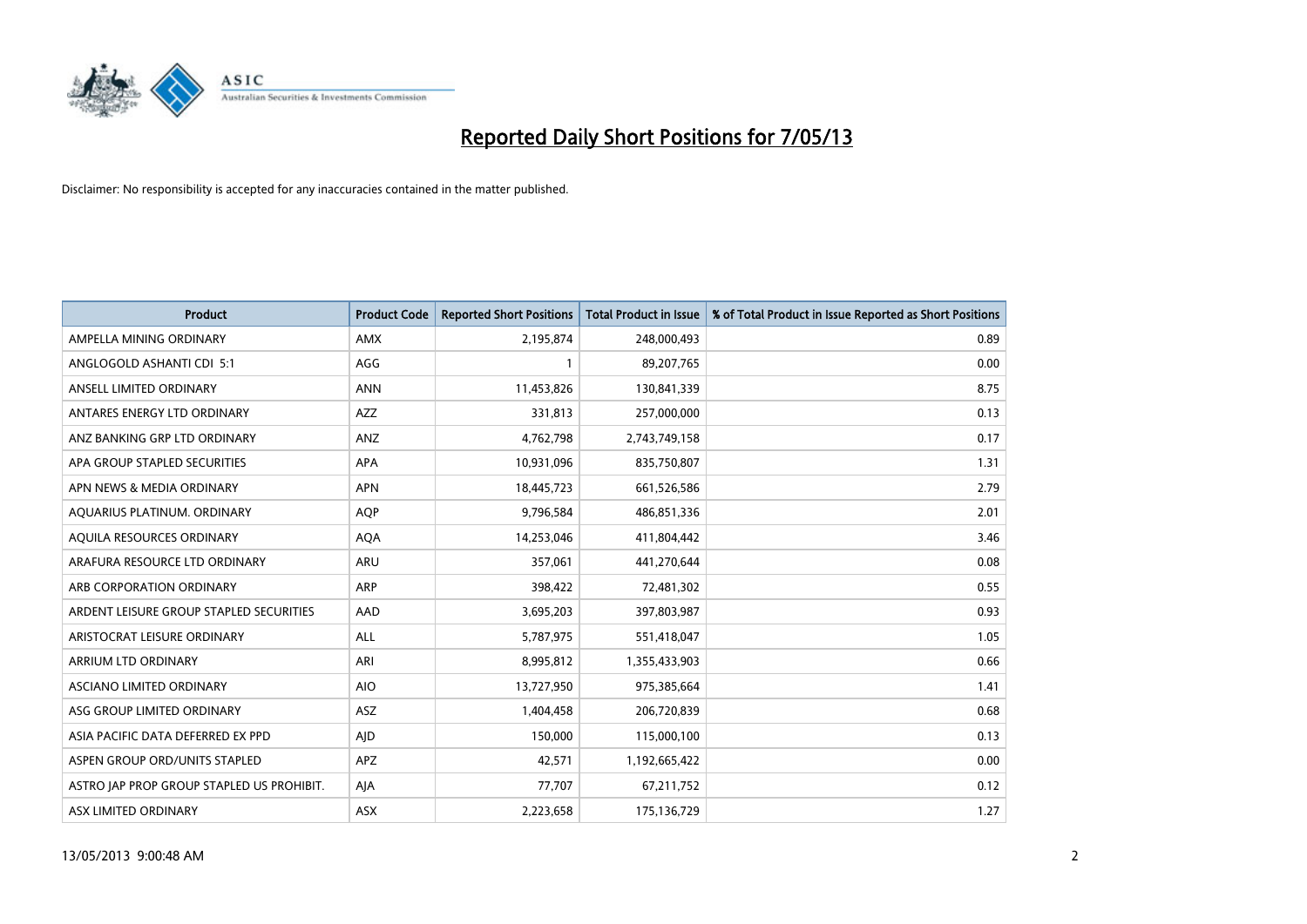# Reported Daily Short Positions for 7/05/13

Disclaimer: No responsibility is accepted for any inaccuracies contained in the matter published.

| Product | Product Code | Reported Short Positions | Total Product in Issue | % of Total Product in Issue Reported as Short Positions |
|---|---|---|---|---|
| AMPELLA MINING ORDINARY | AMX | 2,195,874 | 248,000,493 | 0.89 |
| ANGLOGOLD ASHANTI CDI 5:1 | AGG | 1 | 89,207,765 | 0.00 |
| ANSELL LIMITED ORDINARY | ANN | 11,453,826 | 130,841,339 | 8.75 |
| ANTARES ENERGY LTD ORDINARY | AZZ | 331,813 | 257,000,000 | 0.13 |
| ANZ BANKING GRP LTD ORDINARY | ANZ | 4,762,798 | 2,743,749,158 | 0.17 |
| APA GROUP STAPLED SECURITIES | APA | 10,931,096 | 835,750,807 | 1.31 |
| APN NEWS & MEDIA ORDINARY | APN | 18,445,723 | 661,526,586 | 2.79 |
| AQUARIUS PLATINUM. ORDINARY | AQP | 9,796,584 | 486,851,336 | 2.01 |
| AQUILA RESOURCES ORDINARY | AQA | 14,253,046 | 411,804,442 | 3.46 |
| ARAFURA RESOURCE LTD ORDINARY | ARU | 357,061 | 441,270,644 | 0.08 |
| ARB CORPORATION ORDINARY | ARP | 398,422 | 72,481,302 | 0.55 |
| ARDENT LEISURE GROUP STAPLED SECURITIES | AAD | 3,695,203 | 397,803,987 | 0.93 |
| ARISTOCRAT LEISURE ORDINARY | ALL | 5,787,975 | 551,418,047 | 1.05 |
| ARRIUM LTD ORDINARY | ARI | 8,995,812 | 1,355,433,903 | 0.66 |
| ASCIANO LIMITED ORDINARY | AIO | 13,727,950 | 975,385,664 | 1.41 |
| ASG GROUP LIMITED ORDINARY | ASZ | 1,404,458 | 206,720,839 | 0.68 |
| ASIA PACIFIC DATA DEFERRED EX PPD | AJD | 150,000 | 115,000,100 | 0.13 |
| ASPEN GROUP ORD/UNITS STAPLED | APZ | 42,571 | 1,192,665,422 | 0.00 |
| ASTRO JAP PROP GROUP STAPLED US PROHIBIT. | AJA | 77,707 | 67,211,752 | 0.12 |
| ASX LIMITED ORDINARY | ASX | 2,223,658 | 175,136,729 | 1.27 |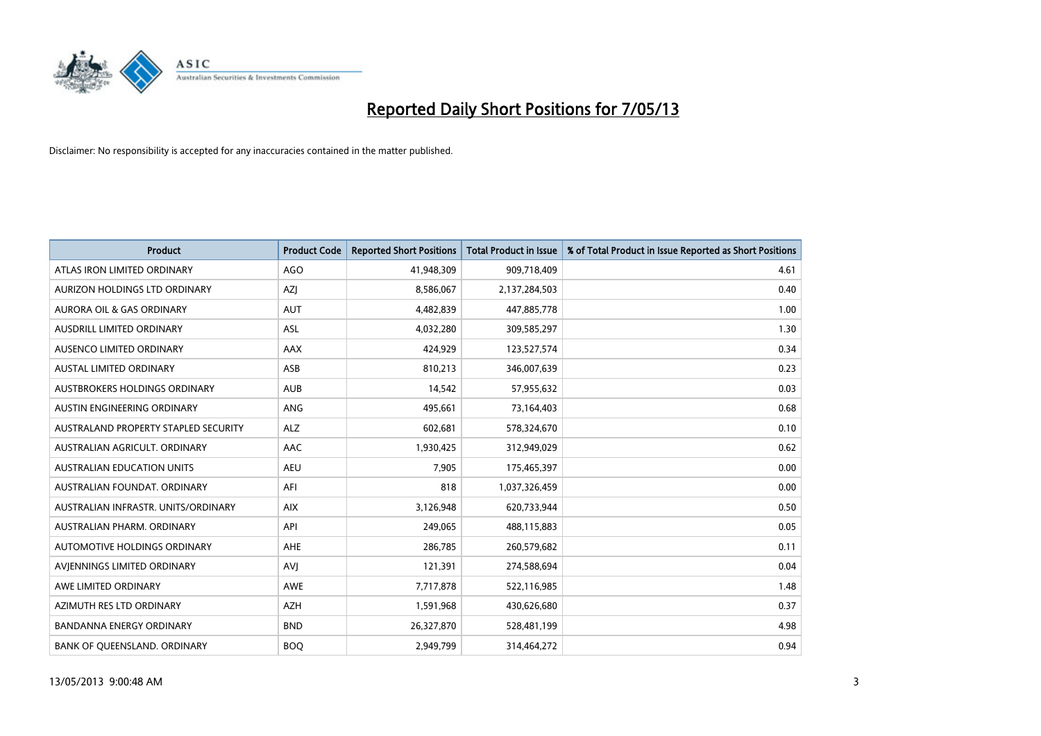# Reported Daily Short Positions for 7/05/13

Disclaimer: No responsibility is accepted for any inaccuracies contained in the matter published.

| Product | Product Code | Reported Short Positions | Total Product in Issue | % of Total Product in Issue Reported as Short Positions |
|---|---|---|---|---|
| ATLAS IRON LIMITED ORDINARY | AGO | 41,948,309 | 909,718,409 | 4.61 |
| AURIZON HOLDINGS LTD ORDINARY | AZJ | 8,586,067 | 2,137,284,503 | 0.40 |
| AURORA OIL & GAS ORDINARY | AUT | 4,482,839 | 447,885,778 | 1.00 |
| AUSDRILL LIMITED ORDINARY | ASL | 4,032,280 | 309,585,297 | 1.30 |
| AUSENCO LIMITED ORDINARY | AAX | 424,929 | 123,527,574 | 0.34 |
| AUSTAL LIMITED ORDINARY | ASB | 810,213 | 346,007,639 | 0.23 |
| AUSTBROKERS HOLDINGS ORDINARY | AUB | 14,542 | 57,955,632 | 0.03 |
| AUSTIN ENGINEERING ORDINARY | ANG | 495,661 | 73,164,403 | 0.68 |
| AUSTRALAND PROPERTY STAPLED SECURITY | ALZ | 602,681 | 578,324,670 | 0.10 |
| AUSTRALIAN AGRICULT. ORDINARY | AAC | 1,930,425 | 312,949,029 | 0.62 |
| AUSTRALIAN EDUCATION UNITS | AEU | 7,905 | 175,465,397 | 0.00 |
| AUSTRALIAN FOUNDAT. ORDINARY | AFI | 818 | 1,037,326,459 | 0.00 |
| AUSTRALIAN INFRASTR. UNITS/ORDINARY | AIX | 3,126,948 | 620,733,944 | 0.50 |
| AUSTRALIAN PHARM. ORDINARY | API | 249,065 | 488,115,883 | 0.05 |
| AUTOMOTIVE HOLDINGS ORDINARY | AHE | 286,785 | 260,579,682 | 0.11 |
| AVJENNINGS LIMITED ORDINARY | AVJ | 121,391 | 274,588,694 | 0.04 |
| AWE LIMITED ORDINARY | AWE | 7,717,878 | 522,116,985 | 1.48 |
| AZIMUTH RES LTD ORDINARY | AZH | 1,591,968 | 430,626,680 | 0.37 |
| BANDANNA ENERGY ORDINARY | BND | 26,327,870 | 528,481,199 | 4.98 |
| BANK OF QUEENSLAND. ORDINARY | BOQ | 2,949,799 | 314,464,272 | 0.94 |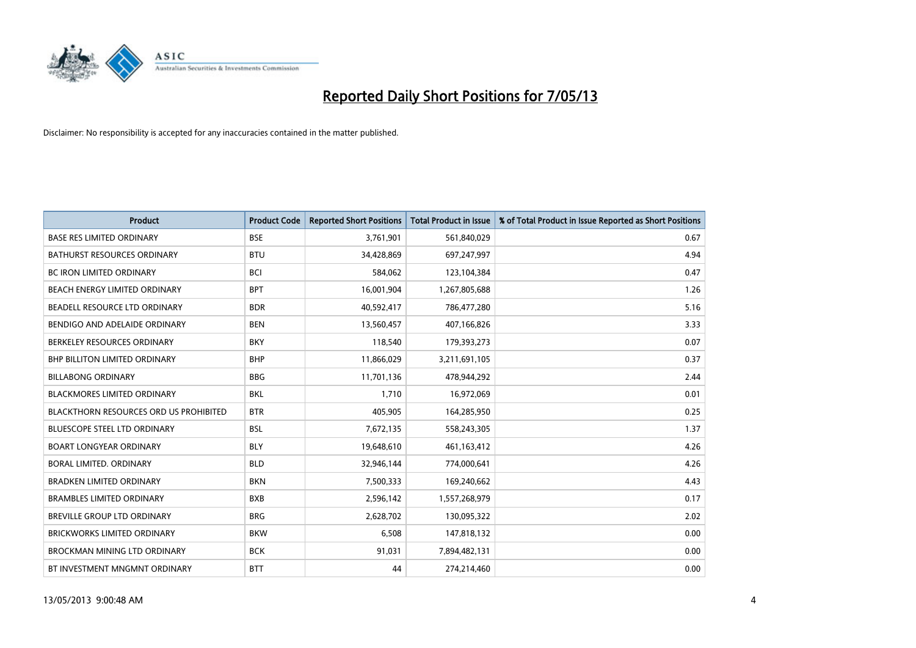# Reported Daily Short Positions for 7/05/13

Disclaimer: No responsibility is accepted for any inaccuracies contained in the matter published.

| Product | Product Code | Reported Short Positions | Total Product in Issue | % of Total Product in Issue Reported as Short Positions |
|---|---|---|---|---|
| BASE RES LIMITED ORDINARY | BSE | 3,761,901 | 561,840,029 | 0.67 |
| BATHURST RESOURCES ORDINARY | BTU | 34,428,869 | 697,247,997 | 4.94 |
| BC IRON LIMITED ORDINARY | BCI | 584,062 | 123,104,384 | 0.47 |
| BEACH ENERGY LIMITED ORDINARY | BPT | 16,001,904 | 1,267,805,688 | 1.26 |
| BEADELL RESOURCE LTD ORDINARY | BDR | 40,592,417 | 786,477,280 | 5.16 |
| BENDIGO AND ADELAIDE ORDINARY | BEN | 13,560,457 | 407,166,826 | 3.33 |
| BERKELEY RESOURCES ORDINARY | BKY | 118,540 | 179,393,273 | 0.07 |
| BHP BILLITON LIMITED ORDINARY | BHP | 11,866,029 | 3,211,691,105 | 0.37 |
| BILLABONG ORDINARY | BBG | 11,701,136 | 478,944,292 | 2.44 |
| BLACKMORES LIMITED ORDINARY | BKL | 1,710 | 16,972,069 | 0.01 |
| BLACKTHORN RESOURCES ORD US PROHIBITED | BTR | 405,905 | 164,285,950 | 0.25 |
| BLUESCOPE STEEL LTD ORDINARY | BSL | 7,672,135 | 558,243,305 | 1.37 |
| BOART LONGYEAR ORDINARY | BLY | 19,648,610 | 461,163,412 | 4.26 |
| BORAL LIMITED. ORDINARY | BLD | 32,946,144 | 774,000,641 | 4.26 |
| BRADKEN LIMITED ORDINARY | BKN | 7,500,333 | 169,240,662 | 4.43 |
| BRAMBLES LIMITED ORDINARY | BXB | 2,596,142 | 1,557,268,979 | 0.17 |
| BREVILLE GROUP LTD ORDINARY | BRG | 2,628,702 | 130,095,322 | 2.02 |
| BRICKWORKS LIMITED ORDINARY | BKW | 6,508 | 147,818,132 | 0.00 |
| BROCKMAN MINING LTD ORDINARY | BCK | 91,031 | 7,894,482,131 | 0.00 |
| BT INVESTMENT MNGMNT ORDINARY | BTT | 44 | 274,214,460 | 0.00 |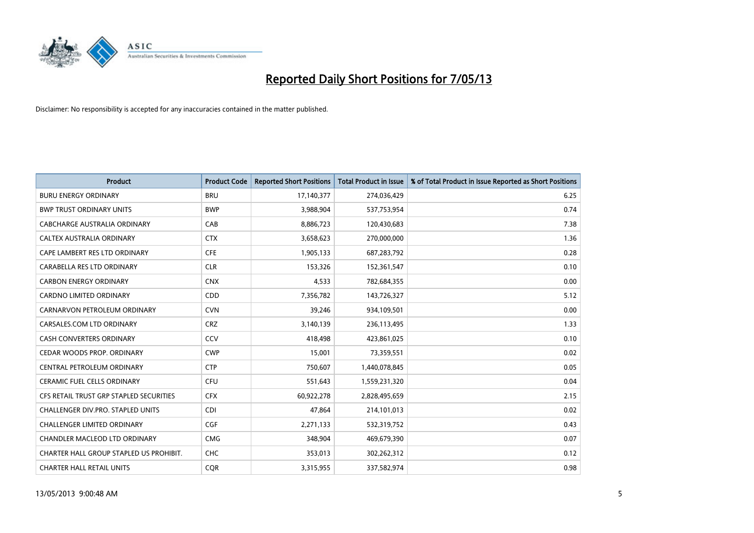# Reported Daily Short Positions for 7/05/13

Disclaimer: No responsibility is accepted for any inaccuracies contained in the matter published.

| Product | Product Code | Reported Short Positions | Total Product in Issue | % of Total Product in Issue Reported as Short Positions |
| --- | --- | --- | --- | --- |
| BURU ENERGY ORDINARY | BRU | 17,140,377 | 274,036,429 | 6.25 |
| BWP TRUST ORDINARY UNITS | BWP | 3,988,904 | 537,753,954 | 0.74 |
| CABCHARGE AUSTRALIA ORDINARY | CAB | 8,886,723 | 120,430,683 | 7.38 |
| CALTEX AUSTRALIA ORDINARY | CTX | 3,658,623 | 270,000,000 | 1.36 |
| CAPE LAMBERT RES LTD ORDINARY | CFE | 1,905,133 | 687,283,792 | 0.28 |
| CARABELLA RES LTD ORDINARY | CLR | 153,326 | 152,361,547 | 0.10 |
| CARBON ENERGY ORDINARY | CNX | 4,533 | 782,684,355 | 0.00 |
| CARDNO LIMITED ORDINARY | CDD | 7,356,782 | 143,726,327 | 5.12 |
| CARNARVON PETROLEUM ORDINARY | CVN | 39,246 | 934,109,501 | 0.00 |
| CARSALES.COM LTD ORDINARY | CRZ | 3,140,139 | 236,113,495 | 1.33 |
| CASH CONVERTERS ORDINARY | CCV | 418,498 | 423,861,025 | 0.10 |
| CEDAR WOODS PROP. ORDINARY | CWP | 15,001 | 73,359,551 | 0.02 |
| CENTRAL PETROLEUM ORDINARY | CTP | 750,607 | 1,440,078,845 | 0.05 |
| CERAMIC FUEL CELLS ORDINARY | CFU | 551,643 | 1,559,231,320 | 0.04 |
| CFS RETAIL TRUST GRP STAPLED SECURITIES | CFX | 60,922,278 | 2,828,495,659 | 2.15 |
| CHALLENGER DIV.PRO. STAPLED UNITS | CDI | 47,864 | 214,101,013 | 0.02 |
| CHALLENGER LIMITED ORDINARY | CGF | 2,271,133 | 532,319,752 | 0.43 |
| CHANDLER MACLEOD LTD ORDINARY | CMG | 348,904 | 469,679,390 | 0.07 |
| CHARTER HALL GROUP STAPLED US PROHIBIT. | CHC | 353,013 | 302,262,312 | 0.12 |
| CHARTER HALL RETAIL UNITS | CQR | 3,315,955 | 337,582,974 | 0.98 |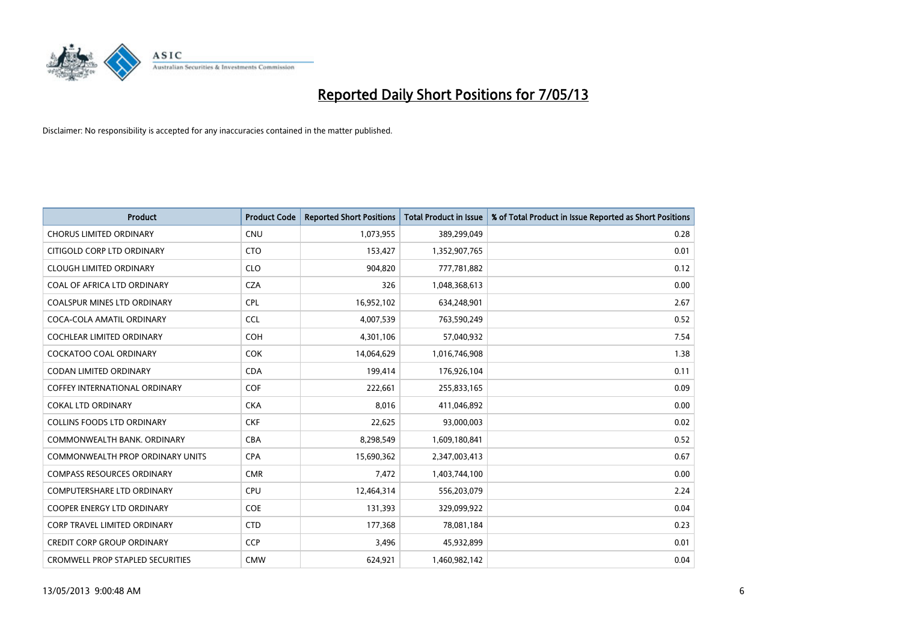# Reported Daily Short Positions for 7/05/13

Disclaimer: No responsibility is accepted for any inaccuracies contained in the matter published.

| Product | Product Code | Reported Short Positions | Total Product in Issue | % of Total Product in Issue Reported as Short Positions |
|---|---|---|---|---|
| CHORUS LIMITED ORDINARY | CNU | 1,073,955 | 389,299,049 | 0.28 |
| CITIGOLD CORP LTD ORDINARY | CTO | 153,427 | 1,352,907,765 | 0.01 |
| CLOUGH LIMITED ORDINARY | CLO | 904,820 | 777,781,882 | 0.12 |
| COAL OF AFRICA LTD ORDINARY | CZA | 326 | 1,048,368,613 | 0.00 |
| COALSPUR MINES LTD ORDINARY | CPL | 16,952,102 | 634,248,901 | 2.67 |
| COCA-COLA AMATIL ORDINARY | CCL | 4,007,539 | 763,590,249 | 0.52 |
| COCHLEAR LIMITED ORDINARY | COH | 4,301,106 | 57,040,932 | 7.54 |
| COCKATOO COAL ORDINARY | COK | 14,064,629 | 1,016,746,908 | 1.38 |
| CODAN LIMITED ORDINARY | CDA | 199,414 | 176,926,104 | 0.11 |
| COFFEY INTERNATIONAL ORDINARY | COF | 222,661 | 255,833,165 | 0.09 |
| COKAL LTD ORDINARY | CKA | 8,016 | 411,046,892 | 0.00 |
| COLLINS FOODS LTD ORDINARY | CKF | 22,625 | 93,000,003 | 0.02 |
| COMMONWEALTH BANK. ORDINARY | CBA | 8,298,549 | 1,609,180,841 | 0.52 |
| COMMONWEALTH PROP ORDINARY UNITS | CPA | 15,690,362 | 2,347,003,413 | 0.67 |
| COMPASS RESOURCES ORDINARY | CMR | 7,472 | 1,403,744,100 | 0.00 |
| COMPUTERSHARE LTD ORDINARY | CPU | 12,464,314 | 556,203,079 | 2.24 |
| COOPER ENERGY LTD ORDINARY | COE | 131,393 | 329,099,922 | 0.04 |
| CORP TRAVEL LIMITED ORDINARY | CTD | 177,368 | 78,081,184 | 0.23 |
| CREDIT CORP GROUP ORDINARY | CCP | 3,496 | 45,932,899 | 0.01 |
| CROMWELL PROP STAPLED SECURITIES | CMW | 624,921 | 1,460,982,142 | 0.04 |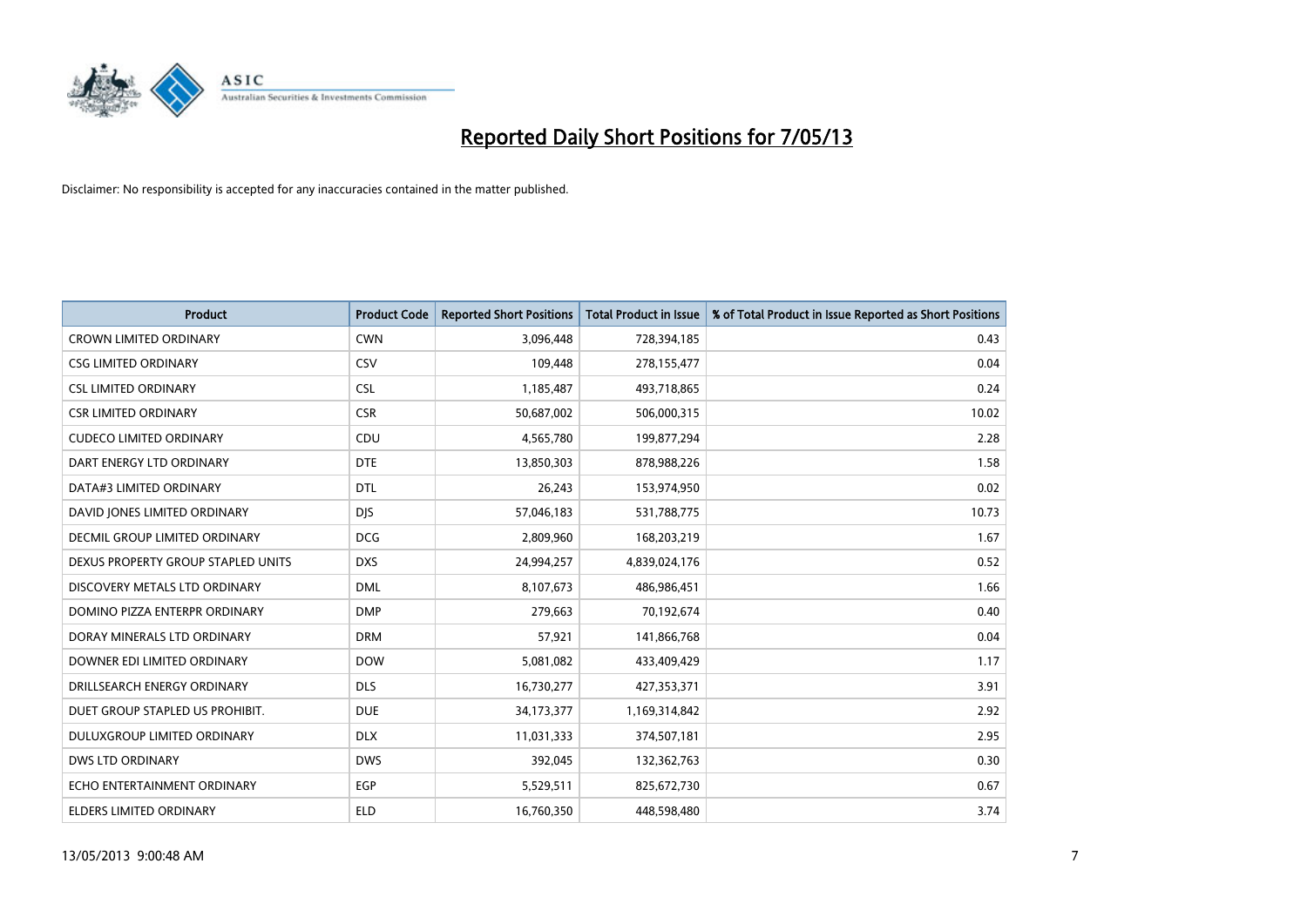# Reported Daily Short Positions for 7/05/13

Disclaimer: No responsibility is accepted for any inaccuracies contained in the matter published.

| Product | Product Code | Reported Short Positions | Total Product in Issue | % of Total Product in Issue Reported as Short Positions |
|---|---|---|---|---|
| CROWN LIMITED ORDINARY | CWN | 3,096,448 | 728,394,185 | 0.43 |
| CSG LIMITED ORDINARY | CSV | 109,448 | 278,155,477 | 0.04 |
| CSL LIMITED ORDINARY | CSL | 1,185,487 | 493,718,865 | 0.24 |
| CSR LIMITED ORDINARY | CSR | 50,687,002 | 506,000,315 | 10.02 |
| CUDECO LIMITED ORDINARY | CDU | 4,565,780 | 199,877,294 | 2.28 |
| DART ENERGY LTD ORDINARY | DTE | 13,850,303 | 878,988,226 | 1.58 |
| DATA#3 LIMITED ORDINARY | DTL | 26,243 | 153,974,950 | 0.02 |
| DAVID JONES LIMITED ORDINARY | DJS | 57,046,183 | 531,788,775 | 10.73 |
| DECMIL GROUP LIMITED ORDINARY | DCG | 2,809,960 | 168,203,219 | 1.67 |
| DEXUS PROPERTY GROUP STAPLED UNITS | DXS | 24,994,257 | 4,839,024,176 | 0.52 |
| DISCOVERY METALS LTD ORDINARY | DML | 8,107,673 | 486,986,451 | 1.66 |
| DOMINO PIZZA ENTERPR ORDINARY | DMP | 279,663 | 70,192,674 | 0.40 |
| DORAY MINERALS LTD ORDINARY | DRM | 57,921 | 141,866,768 | 0.04 |
| DOWNER EDI LIMITED ORDINARY | DOW | 5,081,082 | 433,409,429 | 1.17 |
| DRILLSEARCH ENERGY ORDINARY | DLS | 16,730,277 | 427,353,371 | 3.91 |
| DUET GROUP STAPLED US PROHIBIT. | DUE | 34,173,377 | 1,169,314,842 | 2.92 |
| DULUXGROUP LIMITED ORDINARY | DLX | 11,031,333 | 374,507,181 | 2.95 |
| DWS LTD ORDINARY | DWS | 392,045 | 132,362,763 | 0.30 |
| ECHO ENTERTAINMENT ORDINARY | EGP | 5,529,511 | 825,672,730 | 0.67 |
| ELDERS LIMITED ORDINARY | ELD | 16,760,350 | 448,598,480 | 3.74 |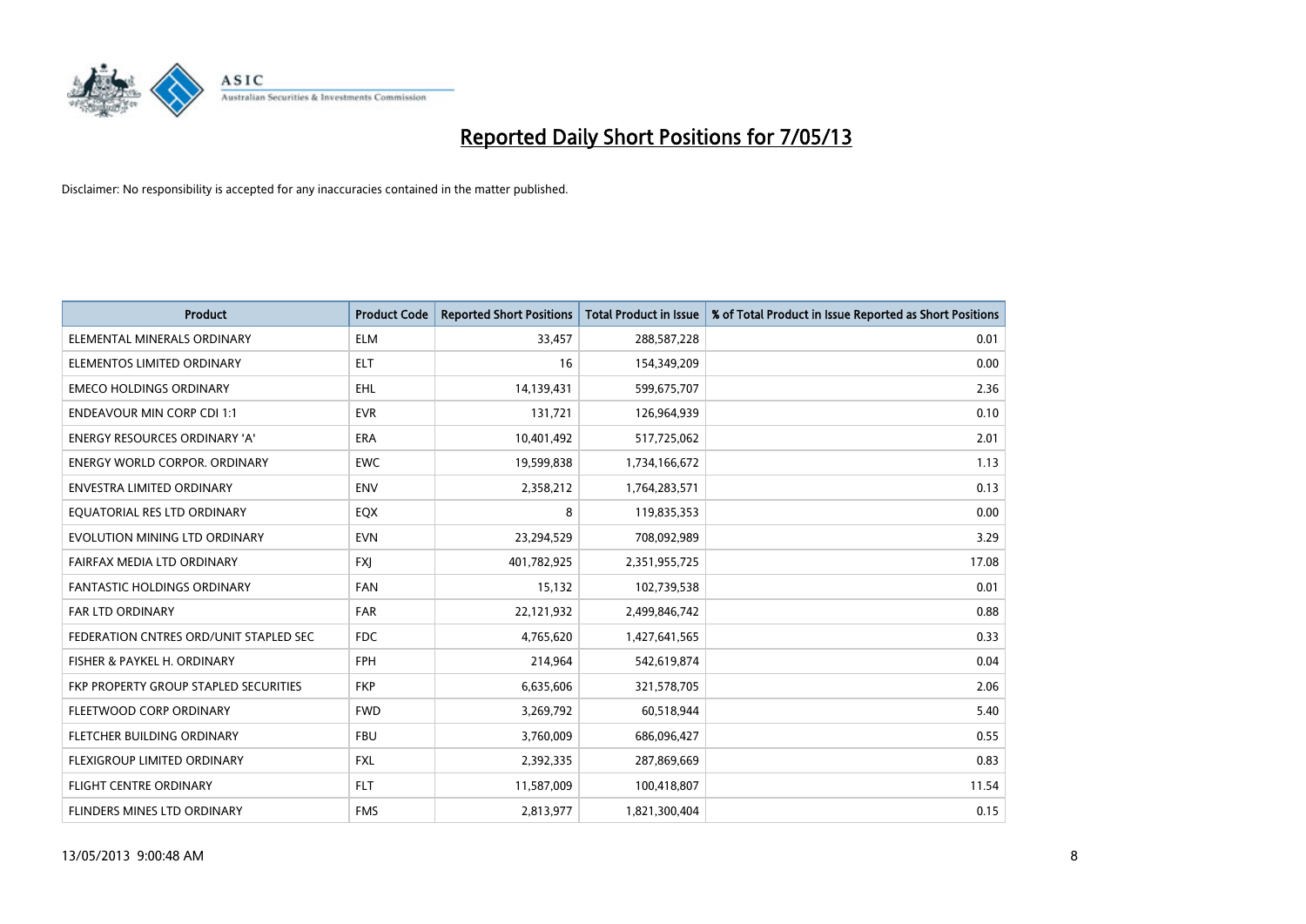# Reported Daily Short Positions for 7/05/13

Disclaimer: No responsibility is accepted for any inaccuracies contained in the matter published.

| Product | Product Code | Reported Short Positions | Total Product in Issue | % of Total Product in Issue Reported as Short Positions |
|---|---|---|---|---|
| ELEMENTAL MINERALS ORDINARY | ELM | 33,457 | 288,587,228 | 0.01 |
| ELEMENTOS LIMITED ORDINARY | ELT | 16 | 154,349,209 | 0.00 |
| EMECO HOLDINGS ORDINARY | EHL | 14,139,431 | 599,675,707 | 2.36 |
| ENDEAVOUR MIN CORP CDI 1:1 | EVR | 131,721 | 126,964,939 | 0.10 |
| ENERGY RESOURCES ORDINARY 'A' | ERA | 10,401,492 | 517,725,062 | 2.01 |
| ENERGY WORLD CORPOR. ORDINARY | EWC | 19,599,838 | 1,734,166,672 | 1.13 |
| ENVESTRA LIMITED ORDINARY | ENV | 2,358,212 | 1,764,283,571 | 0.13 |
| EQUATORIAL RES LTD ORDINARY | EQX | 8 | 119,835,353 | 0.00 |
| EVOLUTION MINING LTD ORDINARY | EVN | 23,294,529 | 708,092,989 | 3.29 |
| FAIRFAX MEDIA LTD ORDINARY | FXJ | 401,782,925 | 2,351,955,725 | 17.08 |
| FANTASTIC HOLDINGS ORDINARY | FAN | 15,132 | 102,739,538 | 0.01 |
| FAR LTD ORDINARY | FAR | 22,121,932 | 2,499,846,742 | 0.88 |
| FEDERATION CNTRES ORD/UNIT STAPLED SEC | FDC | 4,765,620 | 1,427,641,565 | 0.33 |
| FISHER & PAYKEL H. ORDINARY | FPH | 214,964 | 542,619,874 | 0.04 |
| FKP PROPERTY GROUP STAPLED SECURITIES | FKP | 6,635,606 | 321,578,705 | 2.06 |
| FLEETWOOD CORP ORDINARY | FWD | 3,269,792 | 60,518,944 | 5.40 |
| FLETCHER BUILDING ORDINARY | FBU | 3,760,009 | 686,096,427 | 0.55 |
| FLEXIGROUP LIMITED ORDINARY | FXL | 2,392,335 | 287,869,669 | 0.83 |
| FLIGHT CENTRE ORDINARY | FLT | 11,587,009 | 100,418,807 | 11.54 |
| FLINDERS MINES LTD ORDINARY | FMS | 2,813,977 | 1,821,300,404 | 0.15 |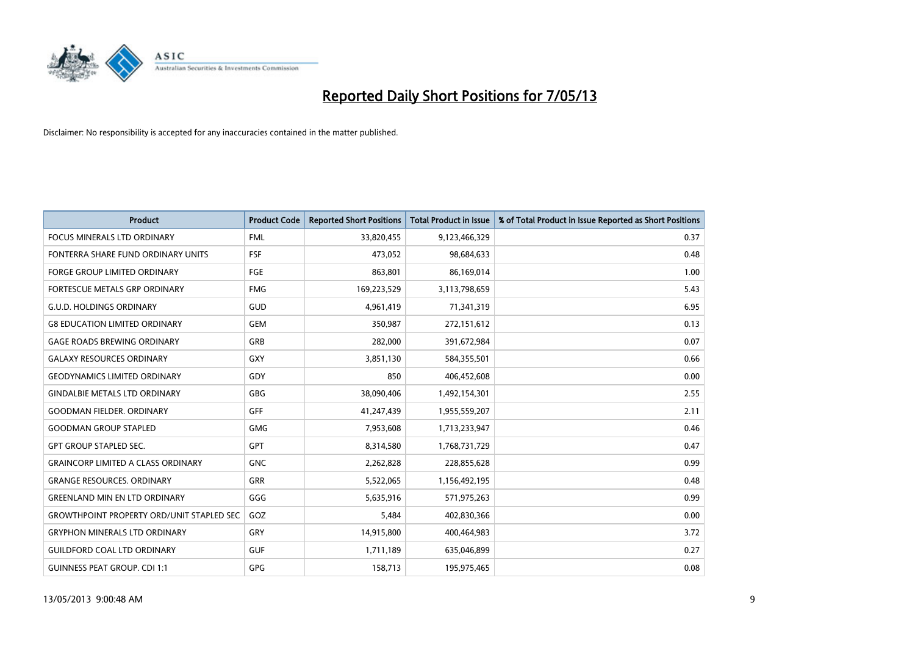# Reported Daily Short Positions for 7/05/13

Disclaimer: No responsibility is accepted for any inaccuracies contained in the matter published.

| Product | Product Code | Reported Short Positions | Total Product in Issue | % of Total Product in Issue Reported as Short Positions |
|---|---|---|---|---|
| FOCUS MINERALS LTD ORDINARY | FML | 33,820,455 | 9,123,466,329 | 0.37 |
| FONTERRA SHARE FUND ORDINARY UNITS | FSF | 473,052 | 98,684,633 | 0.48 |
| FORGE GROUP LIMITED ORDINARY | FGE | 863,801 | 86,169,014 | 1.00 |
| FORTESCUE METALS GRP ORDINARY | FMG | 169,223,529 | 3,113,798,659 | 5.43 |
| G.U.D. HOLDINGS ORDINARY | GUD | 4,961,419 | 71,341,319 | 6.95 |
| G8 EDUCATION LIMITED ORDINARY | GEM | 350,987 | 272,151,612 | 0.13 |
| GAGE ROADS BREWING ORDINARY | GRB | 282,000 | 391,672,984 | 0.07 |
| GALAXY RESOURCES ORDINARY | GXY | 3,851,130 | 584,355,501 | 0.66 |
| GEODYNAMICS LIMITED ORDINARY | GDY | 850 | 406,452,608 | 0.00 |
| GINDALBIE METALS LTD ORDINARY | GBG | 38,090,406 | 1,492,154,301 | 2.55 |
| GOODMAN FIELDER. ORDINARY | GFF | 41,247,439 | 1,955,559,207 | 2.11 |
| GOODMAN GROUP STAPLED | GMG | 7,953,608 | 1,713,233,947 | 0.46 |
| GPT GROUP STAPLED SEC. | GPT | 8,314,580 | 1,768,731,729 | 0.47 |
| GRAINCORP LIMITED A CLASS ORDINARY | GNC | 2,262,828 | 228,855,628 | 0.99 |
| GRANGE RESOURCES. ORDINARY | GRR | 5,522,065 | 1,156,492,195 | 0.48 |
| GREENLAND MIN EN LTD ORDINARY | GGG | 5,635,916 | 571,975,263 | 0.99 |
| GROWTHPOINT PROPERTY ORD/UNIT STAPLED SEC | GOZ | 5,484 | 402,830,366 | 0.00 |
| GRYPHON MINERALS LTD ORDINARY | GRY | 14,915,800 | 400,464,983 | 3.72 |
| GUILDFORD COAL LTD ORDINARY | GUF | 1,711,189 | 635,046,899 | 0.27 |
| GUINNESS PEAT GROUP. CDI 1:1 | GPG | 158,713 | 195,975,465 | 0.08 |

13/05/2013 9:00:48 AM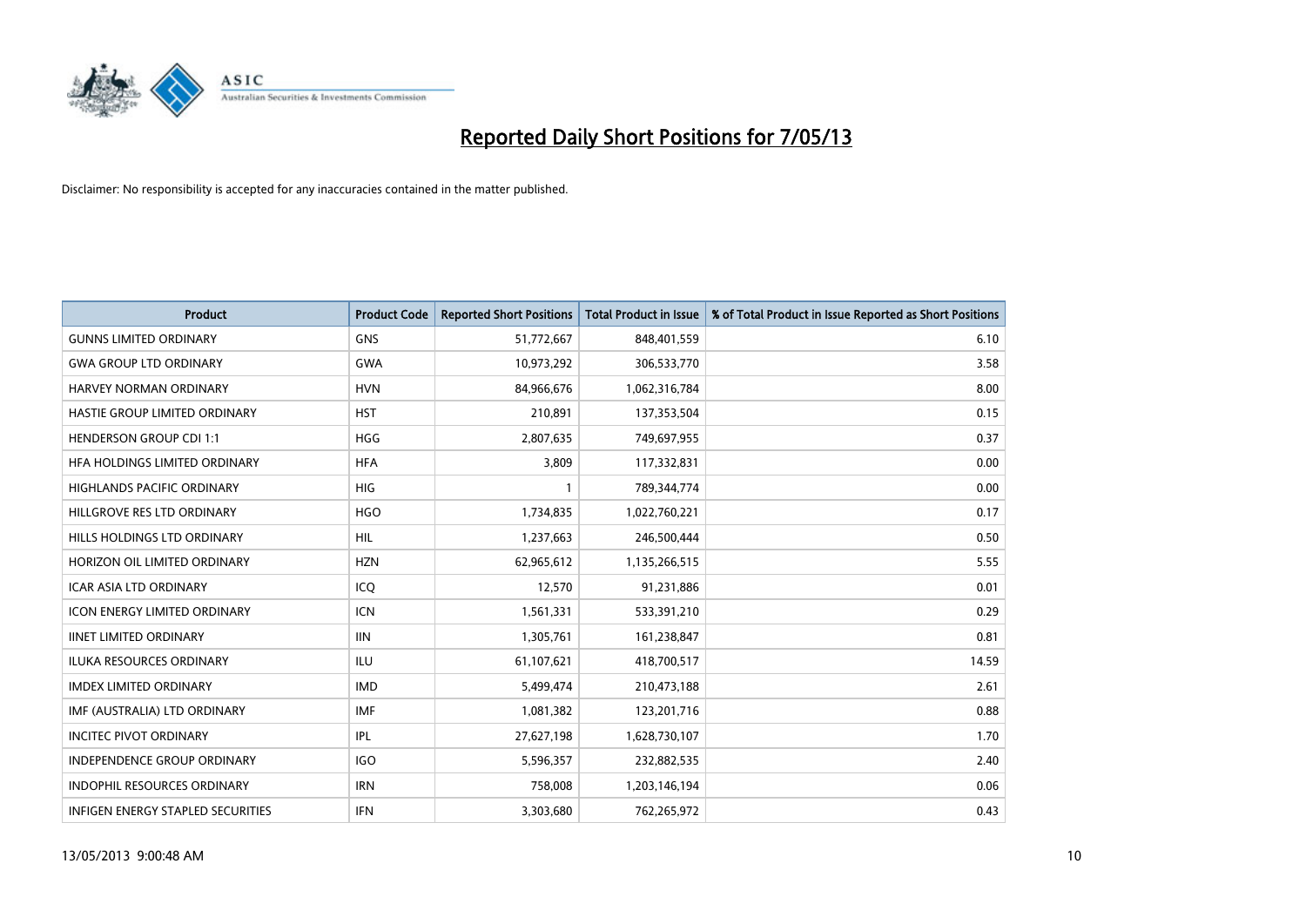# Reported Daily Short Positions for 7/05/13

Disclaimer: No responsibility is accepted for any inaccuracies contained in the matter published.

| Product | Product Code | Reported Short Positions | Total Product in Issue | % of Total Product in Issue Reported as Short Positions |
|---|---|---|---|---|
| GUNNS LIMITED ORDINARY | GNS | 51,772,667 | 848,401,559 | 6.10 |
| GWA GROUP LTD ORDINARY | GWA | 10,973,292 | 306,533,770 | 3.58 |
| HARVEY NORMAN ORDINARY | HVN | 84,966,676 | 1,062,316,784 | 8.00 |
| HASTIE GROUP LIMITED ORDINARY | HST | 210,891 | 137,353,504 | 0.15 |
| HENDERSON GROUP CDI 1:1 | HGG | 2,807,635 | 749,697,955 | 0.37 |
| HFA HOLDINGS LIMITED ORDINARY | HFA | 3,809 | 117,332,831 | 0.00 |
| HIGHLANDS PACIFIC ORDINARY | HIG | 1 | 789,344,774 | 0.00 |
| HILLGROVE RES LTD ORDINARY | HGO | 1,734,835 | 1,022,760,221 | 0.17 |
| HILLS HOLDINGS LTD ORDINARY | HIL | 1,237,663 | 246,500,444 | 0.50 |
| HORIZON OIL LIMITED ORDINARY | HZN | 62,965,612 | 1,135,266,515 | 5.55 |
| ICAR ASIA LTD ORDINARY | ICQ | 12,570 | 91,231,886 | 0.01 |
| ICON ENERGY LIMITED ORDINARY | ICN | 1,561,331 | 533,391,210 | 0.29 |
| IINET LIMITED ORDINARY | IIN | 1,305,761 | 161,238,847 | 0.81 |
| ILUKA RESOURCES ORDINARY | ILU | 61,107,621 | 418,700,517 | 14.59 |
| IMDEX LIMITED ORDINARY | IMD | 5,499,474 | 210,473,188 | 2.61 |
| IMF (AUSTRALIA) LTD ORDINARY | IMF | 1,081,382 | 123,201,716 | 0.88 |
| INCITEC PIVOT ORDINARY | IPL | 27,627,198 | 1,628,730,107 | 1.70 |
| INDEPENDENCE GROUP ORDINARY | IGO | 5,596,357 | 232,882,535 | 2.40 |
| INDOPHIL RESOURCES ORDINARY | IRN | 758,008 | 1,203,146,194 | 0.06 |
| INFIGEN ENERGY STAPLED SECURITIES | IFN | 3,303,680 | 762,265,972 | 0.43 |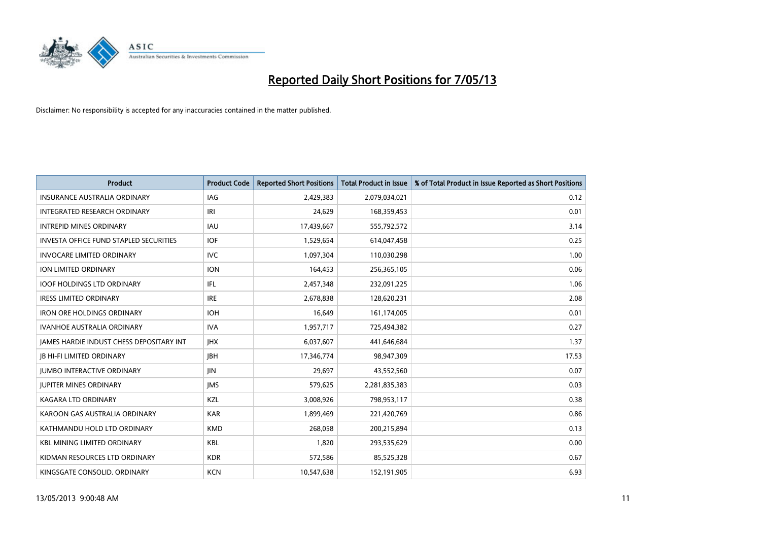# Reported Daily Short Positions for 7/05/13

Disclaimer: No responsibility is accepted for any inaccuracies contained in the matter published.

| Product | Product Code | Reported Short Positions | Total Product in Issue | % of Total Product in Issue Reported as Short Positions |
|---|---|---|---|---|
| INSURANCE AUSTRALIA ORDINARY | IAG | 2,429,383 | 2,079,034,021 | 0.12 |
| INTEGRATED RESEARCH ORDINARY | IRI | 24,629 | 168,359,453 | 0.01 |
| INTREPID MINES ORDINARY | IAU | 17,439,667 | 555,792,572 | 3.14 |
| INVESTA OFFICE FUND STAPLED SECURITIES | IOF | 1,529,654 | 614,047,458 | 0.25 |
| INVOCARE LIMITED ORDINARY | IVC | 1,097,304 | 110,030,298 | 1.00 |
| ION LIMITED ORDINARY | ION | 164,453 | 256,365,105 | 0.06 |
| IOOF HOLDINGS LTD ORDINARY | IFL | 2,457,348 | 232,091,225 | 1.06 |
| IRESS LIMITED ORDINARY | IRE | 2,678,838 | 128,620,231 | 2.08 |
| IRON ORE HOLDINGS ORDINARY | IOH | 16,649 | 161,174,005 | 0.01 |
| IVANHOE AUSTRALIA ORDINARY | IVA | 1,957,717 | 725,494,382 | 0.27 |
| JAMES HARDIE INDUST CHESS DEPOSITARY INT | JHX | 6,037,607 | 441,646,684 | 1.37 |
| JB HI-FI LIMITED ORDINARY | JBH | 17,346,774 | 98,947,309 | 17.53 |
| JUMBO INTERACTIVE ORDINARY | JIN | 29,697 | 43,552,560 | 0.07 |
| JUPITER MINES ORDINARY | JMS | 579,625 | 2,281,835,383 | 0.03 |
| KAGARA LTD ORDINARY | KZL | 3,008,926 | 798,953,117 | 0.38 |
| KAROON GAS AUSTRALIA ORDINARY | KAR | 1,899,469 | 221,420,769 | 0.86 |
| KATHMANDU HOLD LTD ORDINARY | KMD | 268,058 | 200,215,894 | 0.13 |
| KBL MINING LIMITED ORDINARY | KBL | 1,820 | 293,535,629 | 0.00 |
| KIDMAN RESOURCES LTD ORDINARY | KDR | 572,586 | 85,525,328 | 0.67 |
| KINGSGATE CONSOLID. ORDINARY | KCN | 10,547,638 | 152,191,905 | 6.93 |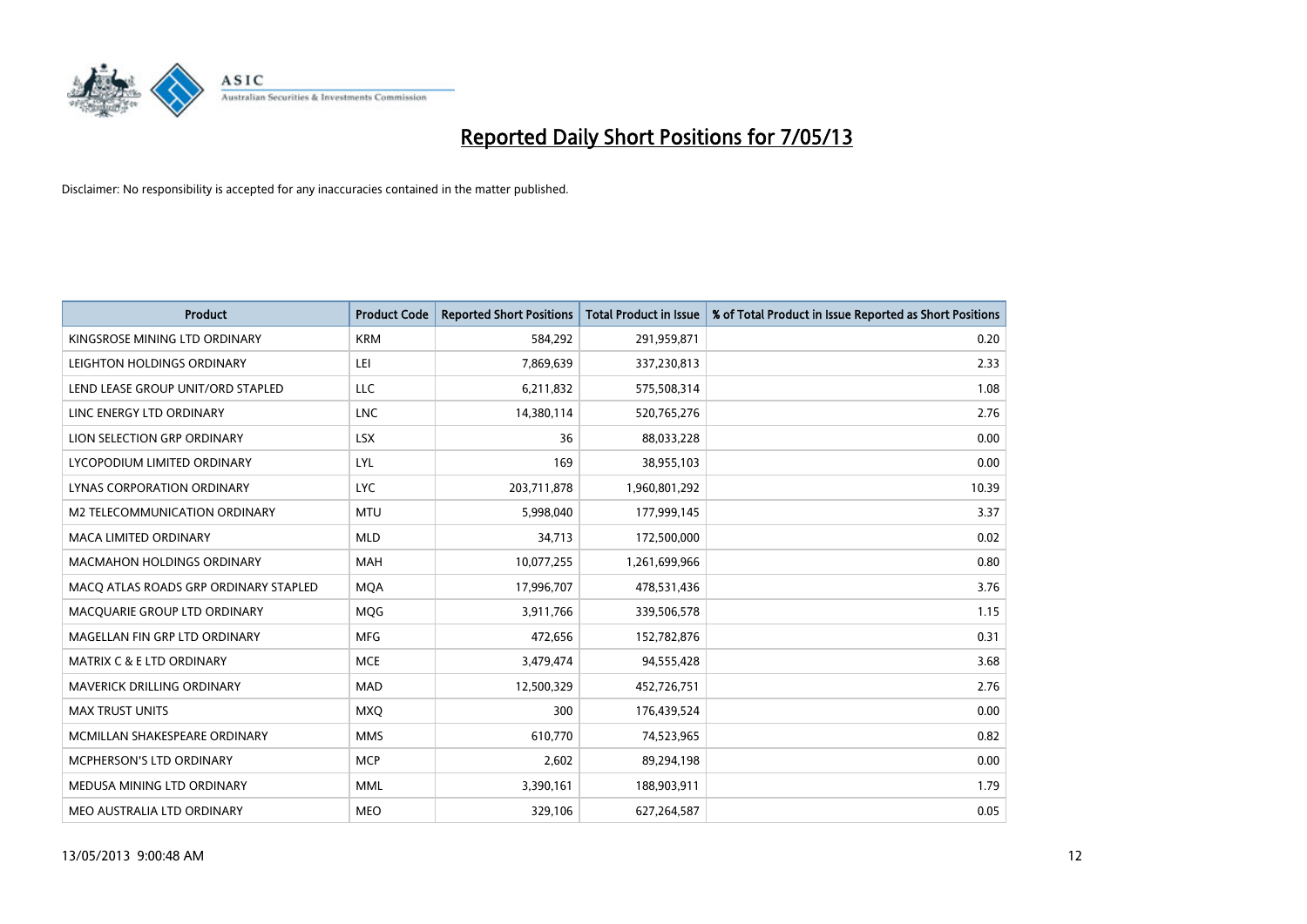# Reported Daily Short Positions for 7/05/13

Disclaimer: No responsibility is accepted for any inaccuracies contained in the matter published.

| Product | Product Code | Reported Short Positions | Total Product in Issue | % of Total Product in Issue Reported as Short Positions |
|---|---|---|---|---|
| KINGSROSE MINING LTD ORDINARY | KRM | 584,292 | 291,959,871 | 0.20 |
| LEIGHTON HOLDINGS ORDINARY | LEI | 7,869,639 | 337,230,813 | 2.33 |
| LEND LEASE GROUP UNIT/ORD STAPLED | LLC | 6,211,832 | 575,508,314 | 1.08 |
| LINC ENERGY LTD ORDINARY | LNC | 14,380,114 | 520,765,276 | 2.76 |
| LION SELECTION GRP ORDINARY | LSX | 36 | 88,033,228 | 0.00 |
| LYCOPODIUM LIMITED ORDINARY | LYL | 169 | 38,955,103 | 0.00 |
| LYNAS CORPORATION ORDINARY | LYC | 203,711,878 | 1,960,801,292 | 10.39 |
| M2 TELECOMMUNICATION ORDINARY | MTU | 5,998,040 | 177,999,145 | 3.37 |
| MACA LIMITED ORDINARY | MLD | 34,713 | 172,500,000 | 0.02 |
| MACMAHON HOLDINGS ORDINARY | MAH | 10,077,255 | 1,261,699,966 | 0.80 |
| MACQ ATLAS ROADS GRP ORDINARY STAPLED | MQA | 17,996,707 | 478,531,436 | 3.76 |
| MACQUARIE GROUP LTD ORDINARY | MQG | 3,911,766 | 339,506,578 | 1.15 |
| MAGELLAN FIN GRP LTD ORDINARY | MFG | 472,656 | 152,782,876 | 0.31 |
| MATRIX C & E LTD ORDINARY | MCE | 3,479,474 | 94,555,428 | 3.68 |
| MAVERICK DRILLING ORDINARY | MAD | 12,500,329 | 452,726,751 | 2.76 |
| MAX TRUST UNITS | MXQ | 300 | 176,439,524 | 0.00 |
| MCMILLAN SHAKESPEARE ORDINARY | MMS | 610,770 | 74,523,965 | 0.82 |
| MCPHERSON'S LTD ORDINARY | MCP | 2,602 | 89,294,198 | 0.00 |
| MEDUSA MINING LTD ORDINARY | MML | 3,390,161 | 188,903,911 | 1.79 |
| MEO AUSTRALIA LTD ORDINARY | MEO | 329,106 | 627,264,587 | 0.05 |

13/05/2013 9:00:48 AM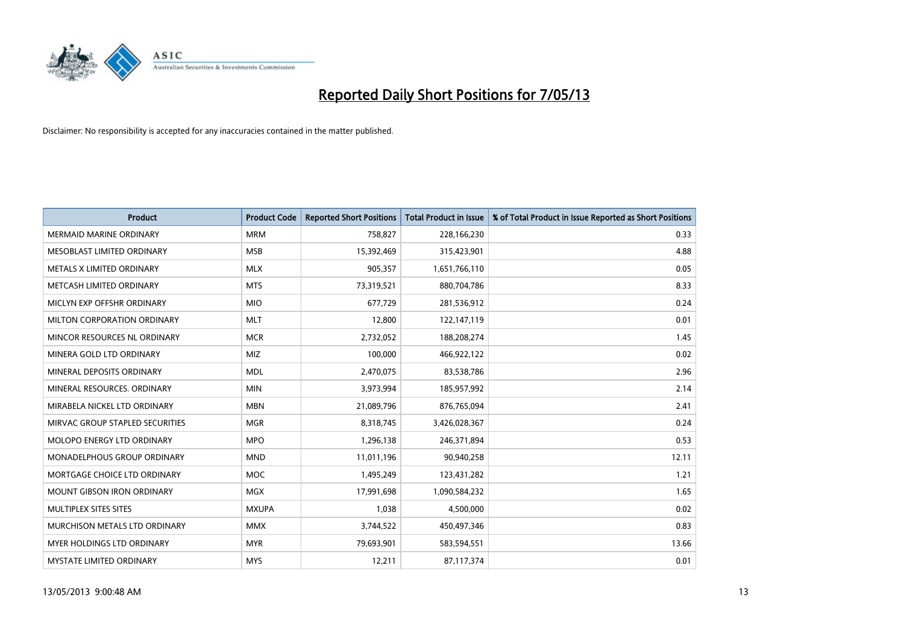# Reported Daily Short Positions for 7/05/13

Disclaimer: No responsibility is accepted for any inaccuracies contained in the matter published.

| Product | Product Code | Reported Short Positions | Total Product in Issue | % of Total Product in Issue Reported as Short Positions |
|---|---|---|---|---|
| MERMAID MARINE ORDINARY | MRM | 758,827 | 228,166,230 | 0.33 |
| MESOBLAST LIMITED ORDINARY | MSB | 15,392,469 | 315,423,901 | 4.88 |
| METALS X LIMITED ORDINARY | MLX | 905,357 | 1,651,766,110 | 0.05 |
| METCASH LIMITED ORDINARY | MTS | 73,319,521 | 880,704,786 | 8.33 |
| MICLYN EXP OFFSHR ORDINARY | MIO | 677,729 | 281,536,912 | 0.24 |
| MILTON CORPORATION ORDINARY | MLT | 12,800 | 122,147,119 | 0.01 |
| MINCOR RESOURCES NL ORDINARY | MCR | 2,732,052 | 188,208,274 | 1.45 |
| MINERA GOLD LTD ORDINARY | MIZ | 100,000 | 466,922,122 | 0.02 |
| MINERAL DEPOSITS ORDINARY | MDL | 2,470,075 | 83,538,786 | 2.96 |
| MINERAL RESOURCES. ORDINARY | MIN | 3,973,994 | 185,957,992 | 2.14 |
| MIRABELA NICKEL LTD ORDINARY | MBN | 21,089,796 | 876,765,094 | 2.41 |
| MIRVAC GROUP STAPLED SECURITIES | MGR | 8,318,745 | 3,426,028,367 | 0.24 |
| MOLOPO ENERGY LTD ORDINARY | MPO | 1,296,138 | 246,371,894 | 0.53 |
| MONADELPHOUS GROUP ORDINARY | MND | 11,011,196 | 90,940,258 | 12.11 |
| MORTGAGE CHOICE LTD ORDINARY | MOC | 1,495,249 | 123,431,282 | 1.21 |
| MOUNT GIBSON IRON ORDINARY | MGX | 17,991,698 | 1,090,584,232 | 1.65 |
| MULTIPLEX SITES SITES | MXUPA | 1,038 | 4,500,000 | 0.02 |
| MURCHISON METALS LTD ORDINARY | MMX | 3,744,522 | 450,497,346 | 0.83 |
| MYER HOLDINGS LTD ORDINARY | MYR | 79,693,901 | 583,594,551 | 13.66 |
| MYSTATE LIMITED ORDINARY | MYS | 12,211 | 87,117,374 | 0.01 |

13/05/2013 9:00:48 AM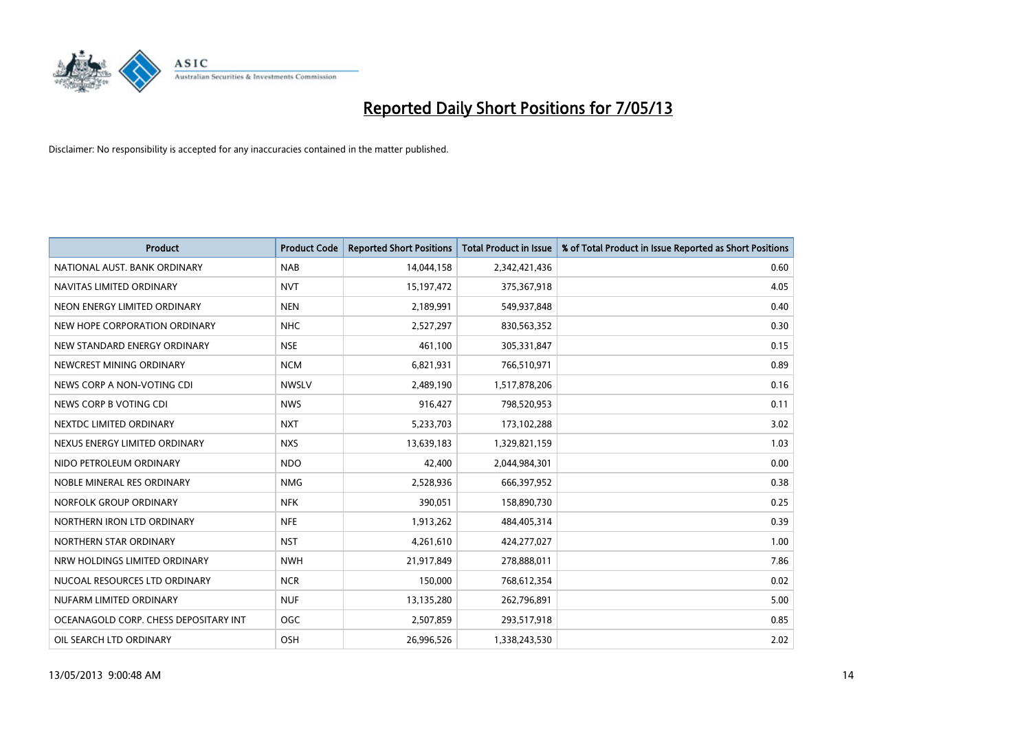# Reported Daily Short Positions for 7/05/13

Disclaimer: No responsibility is accepted for any inaccuracies contained in the matter published.

| Product | Product Code | Reported Short Positions | Total Product in Issue | % of Total Product in Issue Reported as Short Positions |
|---|---|---|---|---|
| NATIONAL AUST. BANK ORDINARY | NAB | 14,044,158 | 2,342,421,436 | 0.60 |
| NAVITAS LIMITED ORDINARY | NVT | 15,197,472 | 375,367,918 | 4.05 |
| NEON ENERGY LIMITED ORDINARY | NEN | 2,189,991 | 549,937,848 | 0.40 |
| NEW HOPE CORPORATION ORDINARY | NHC | 2,527,297 | 830,563,352 | 0.30 |
| NEW STANDARD ENERGY ORDINARY | NSE | 461,100 | 305,331,847 | 0.15 |
| NEWCREST MINING ORDINARY | NCM | 6,821,931 | 766,510,971 | 0.89 |
| NEWS CORP A NON-VOTING CDI | NWSLV | 2,489,190 | 1,517,878,206 | 0.16 |
| NEWS CORP B VOTING CDI | NWS | 916,427 | 798,520,953 | 0.11 |
| NEXTDC LIMITED ORDINARY | NXT | 5,233,703 | 173,102,288 | 3.02 |
| NEXUS ENERGY LIMITED ORDINARY | NXS | 13,639,183 | 1,329,821,159 | 1.03 |
| NIDO PETROLEUM ORDINARY | NDO | 42,400 | 2,044,984,301 | 0.00 |
| NOBLE MINERAL RES ORDINARY | NMG | 2,528,936 | 666,397,952 | 0.38 |
| NORFOLK GROUP ORDINARY | NFK | 390,051 | 158,890,730 | 0.25 |
| NORTHERN IRON LTD ORDINARY | NFE | 1,913,262 | 484,405,314 | 0.39 |
| NORTHERN STAR ORDINARY | NST | 4,261,610 | 424,277,027 | 1.00 |
| NRW HOLDINGS LIMITED ORDINARY | NWH | 21,917,849 | 278,888,011 | 7.86 |
| NUCOAL RESOURCES LTD ORDINARY | NCR | 150,000 | 768,612,354 | 0.02 |
| NUFARM LIMITED ORDINARY | NUF | 13,135,280 | 262,796,891 | 5.00 |
| OCEANAGOLD CORP. CHESS DEPOSITARY INT | OGC | 2,507,859 | 293,517,918 | 0.85 |
| OIL SEARCH LTD ORDINARY | OSH | 26,996,526 | 1,338,243,530 | 2.02 |

13/05/2013 9:00:48 AM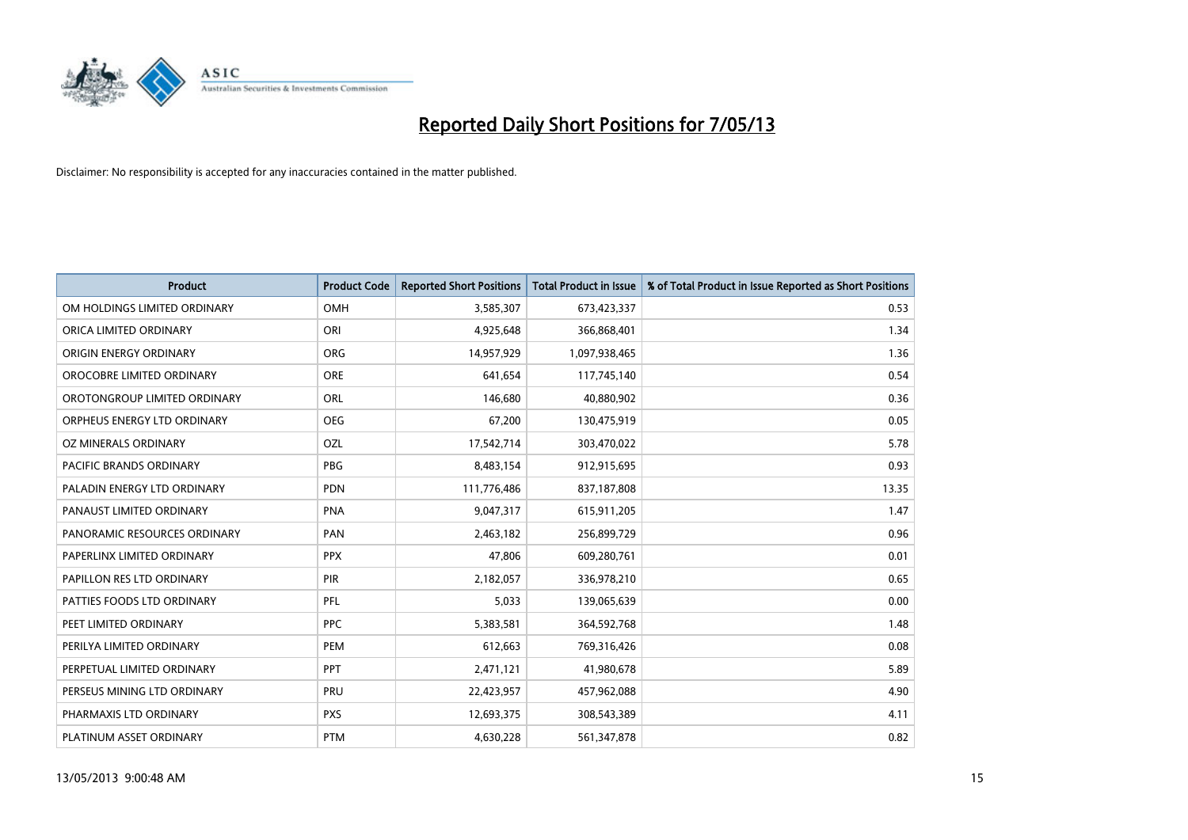# Reported Daily Short Positions for 7/05/13

Disclaimer: No responsibility is accepted for any inaccuracies contained in the matter published.

| Product | Product Code | Reported Short Positions | Total Product in Issue | % of Total Product in Issue Reported as Short Positions |
|---|---|---|---|---|
| OM HOLDINGS LIMITED ORDINARY | OMH | 3,585,307 | 673,423,337 | 0.53 |
| ORICA LIMITED ORDINARY | ORI | 4,925,648 | 366,868,401 | 1.34 |
| ORIGIN ENERGY ORDINARY | ORG | 14,957,929 | 1,097,938,465 | 1.36 |
| OROCOBRE LIMITED ORDINARY | ORE | 641,654 | 117,745,140 | 0.54 |
| OROTONGROUP LIMITED ORDINARY | ORL | 146,680 | 40,880,902 | 0.36 |
| ORPHEUS ENERGY LTD ORDINARY | OEG | 67,200 | 130,475,919 | 0.05 |
| OZ MINERALS ORDINARY | OZL | 17,542,714 | 303,470,022 | 5.78 |
| PACIFIC BRANDS ORDINARY | PBG | 8,483,154 | 912,915,695 | 0.93 |
| PALADIN ENERGY LTD ORDINARY | PDN | 111,776,486 | 837,187,808 | 13.35 |
| PANAUST LIMITED ORDINARY | PNA | 9,047,317 | 615,911,205 | 1.47 |
| PANORAMIC RESOURCES ORDINARY | PAN | 2,463,182 | 256,899,729 | 0.96 |
| PAPERLINX LIMITED ORDINARY | PPX | 47,806 | 609,280,761 | 0.01 |
| PAPILLON RES LTD ORDINARY | PIR | 2,182,057 | 336,978,210 | 0.65 |
| PATTIES FOODS LTD ORDINARY | PFL | 5,033 | 139,065,639 | 0.00 |
| PEET LIMITED ORDINARY | PPC | 5,383,581 | 364,592,768 | 1.48 |
| PERILYA LIMITED ORDINARY | PEM | 612,663 | 769,316,426 | 0.08 |
| PERPETUAL LIMITED ORDINARY | PPT | 2,471,121 | 41,980,678 | 5.89 |
| PERSEUS MINING LTD ORDINARY | PRU | 22,423,957 | 457,962,088 | 4.90 |
| PHARMAXIS LTD ORDINARY | PXS | 12,693,375 | 308,543,389 | 4.11 |
| PLATINUM ASSET ORDINARY | PTM | 4,630,228 | 561,347,878 | 0.82 |

13/05/2013 9:00:48 AM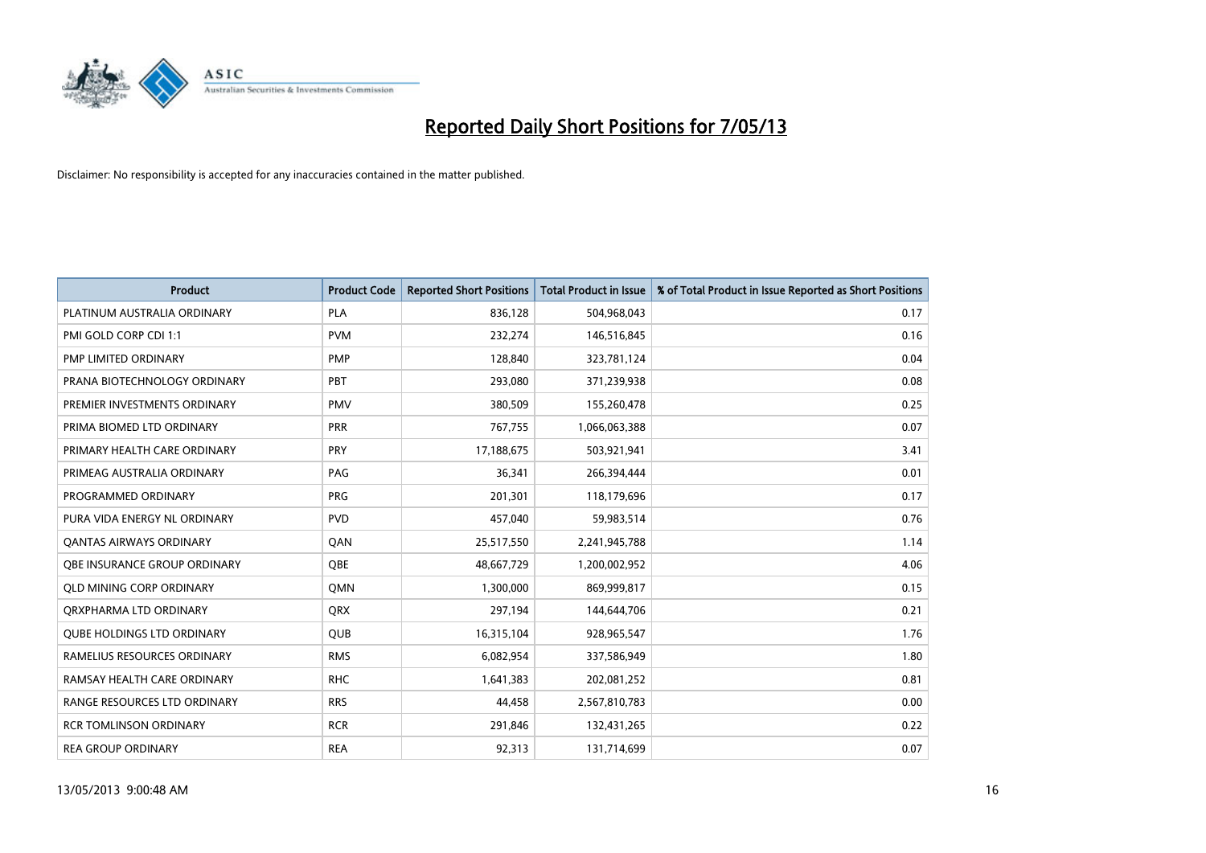# Reported Daily Short Positions for 7/05/13

Disclaimer: No responsibility is accepted for any inaccuracies contained in the matter published.

| Product | Product Code | Reported Short Positions | Total Product in Issue | % of Total Product in Issue Reported as Short Positions |
|---|---|---|---|---|
| PLATINUM AUSTRALIA ORDINARY | PLA | 836,128 | 504,968,043 | 0.17 |
| PMI GOLD CORP CDI 1:1 | PVM | 232,274 | 146,516,845 | 0.16 |
| PMP LIMITED ORDINARY | PMP | 128,840 | 323,781,124 | 0.04 |
| PRANA BIOTECHNOLOGY ORDINARY | PBT | 293,080 | 371,239,938 | 0.08 |
| PREMIER INVESTMENTS ORDINARY | PMV | 380,509 | 155,260,478 | 0.25 |
| PRIMA BIOMED LTD ORDINARY | PRR | 767,755 | 1,066,063,388 | 0.07 |
| PRIMARY HEALTH CARE ORDINARY | PRY | 17,188,675 | 503,921,941 | 3.41 |
| PRIMEAG AUSTRALIA ORDINARY | PAG | 36,341 | 266,394,444 | 0.01 |
| PROGRAMMED ORDINARY | PRG | 201,301 | 118,179,696 | 0.17 |
| PURA VIDA ENERGY NL ORDINARY | PVD | 457,040 | 59,983,514 | 0.76 |
| QANTAS AIRWAYS ORDINARY | QAN | 25,517,550 | 2,241,945,788 | 1.14 |
| QBE INSURANCE GROUP ORDINARY | QBE | 48,667,729 | 1,200,002,952 | 4.06 |
| QLD MINING CORP ORDINARY | QMN | 1,300,000 | 869,999,817 | 0.15 |
| QRXPHARMA LTD ORDINARY | QRX | 297,194 | 144,644,706 | 0.21 |
| QUBE HOLDINGS LTD ORDINARY | QUB | 16,315,104 | 928,965,547 | 1.76 |
| RAMELIUS RESOURCES ORDINARY | RMS | 6,082,954 | 337,586,949 | 1.80 |
| RAMSAY HEALTH CARE ORDINARY | RHC | 1,641,383 | 202,081,252 | 0.81 |
| RANGE RESOURCES LTD ORDINARY | RRS | 44,458 | 2,567,810,783 | 0.00 |
| RCR TOMLINSON ORDINARY | RCR | 291,846 | 132,431,265 | 0.22 |
| REA GROUP ORDINARY | REA | 92,313 | 131,714,699 | 0.07 |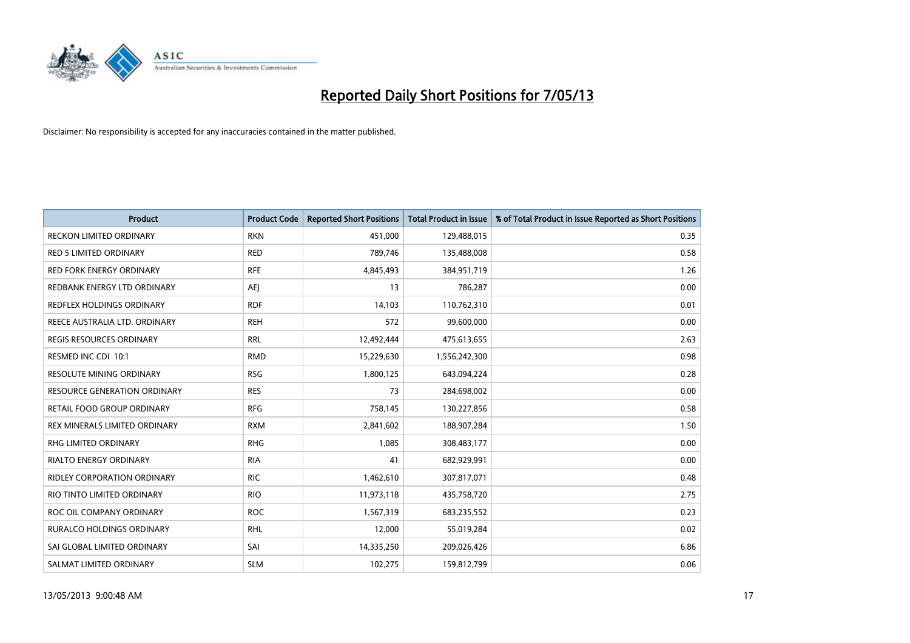# Reported Daily Short Positions for 7/05/13

Disclaimer: No responsibility is accepted for any inaccuracies contained in the matter published.

| Product | Product Code | Reported Short Positions | Total Product in Issue | % of Total Product in Issue Reported as Short Positions |
|---|---|---|---|---|
| RECKON LIMITED ORDINARY | RKN | 451,000 | 129,488,015 | 0.35 |
| RED 5 LIMITED ORDINARY | RED | 789,746 | 135,488,008 | 0.58 |
| RED FORK ENERGY ORDINARY | RFE | 4,845,493 | 384,951,719 | 1.26 |
| REDBANK ENERGY LTD ORDINARY | AEJ | 13 | 786,287 | 0.00 |
| REDFLEX HOLDINGS ORDINARY | RDF | 14,103 | 110,762,310 | 0.01 |
| REECE AUSTRALIA LTD. ORDINARY | REH | 572 | 99,600,000 | 0.00 |
| REGIS RESOURCES ORDINARY | RRL | 12,492,444 | 475,613,655 | 2.63 |
| RESMED INC CDI 10:1 | RMD | 15,229,630 | 1,556,242,300 | 0.98 |
| RESOLUTE MINING ORDINARY | RSG | 1,800,125 | 643,094,224 | 0.28 |
| RESOURCE GENERATION ORDINARY | RES | 73 | 284,698,002 | 0.00 |
| RETAIL FOOD GROUP ORDINARY | RFG | 758,145 | 130,227,856 | 0.58 |
| REX MINERALS LIMITED ORDINARY | RXM | 2,841,602 | 188,907,284 | 1.50 |
| RHG LIMITED ORDINARY | RHG | 1,085 | 308,483,177 | 0.00 |
| RIALTO ENERGY ORDINARY | RIA | 41 | 682,929,991 | 0.00 |
| RIDLEY CORPORATION ORDINARY | RIC | 1,462,610 | 307,817,071 | 0.48 |
| RIO TINTO LIMITED ORDINARY | RIO | 11,973,118 | 435,758,720 | 2.75 |
| ROC OIL COMPANY ORDINARY | ROC | 1,567,319 | 683,235,552 | 0.23 |
| RURALCO HOLDINGS ORDINARY | RHL | 12,000 | 55,019,284 | 0.02 |
| SAI GLOBAL LIMITED ORDINARY | SAI | 14,335,250 | 209,026,426 | 6.86 |
| SALMAT LIMITED ORDINARY | SLM | 102,275 | 159,812,799 | 0.06 |

13/05/2013 9:00:48 AM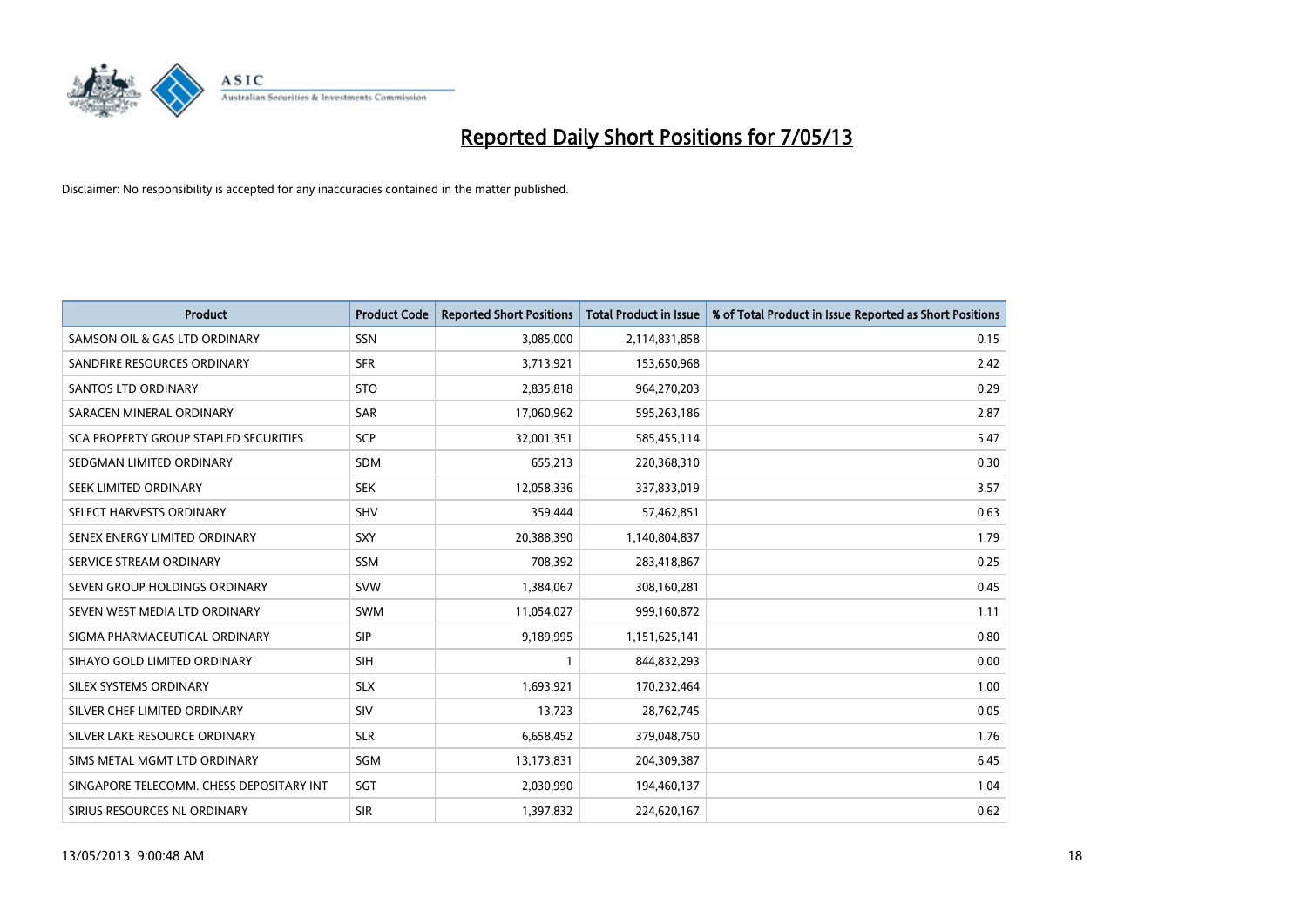# Reported Daily Short Positions for 7/05/13

Disclaimer: No responsibility is accepted for any inaccuracies contained in the matter published.

| Product | Product Code | Reported Short Positions | Total Product in Issue | % of Total Product in Issue Reported as Short Positions |
|---|---|---|---|---|
| SAMSON OIL & GAS LTD ORDINARY | SSN | 3,085,000 | 2,114,831,858 | 0.15 |
| SANDFIRE RESOURCES ORDINARY | SFR | 3,713,921 | 153,650,968 | 2.42 |
| SANTOS LTD ORDINARY | STO | 2,835,818 | 964,270,203 | 0.29 |
| SARACEN MINERAL ORDINARY | SAR | 17,060,962 | 595,263,186 | 2.87 |
| SCA PROPERTY GROUP STAPLED SECURITIES | SCP | 32,001,351 | 585,455,114 | 5.47 |
| SEDGMAN LIMITED ORDINARY | SDM | 655,213 | 220,368,310 | 0.30 |
| SEEK LIMITED ORDINARY | SEK | 12,058,336 | 337,833,019 | 3.57 |
| SELECT HARVESTS ORDINARY | SHV | 359,444 | 57,462,851 | 0.63 |
| SENEX ENERGY LIMITED ORDINARY | SXY | 20,388,390 | 1,140,804,837 | 1.79 |
| SERVICE STREAM ORDINARY | SSM | 708,392 | 283,418,867 | 0.25 |
| SEVEN GROUP HOLDINGS ORDINARY | SVW | 1,384,067 | 308,160,281 | 0.45 |
| SEVEN WEST MEDIA LTD ORDINARY | SWM | 11,054,027 | 999,160,872 | 1.11 |
| SIGMA PHARMACEUTICAL ORDINARY | SIP | 9,189,995 | 1,151,625,141 | 0.80 |
| SIHAYO GOLD LIMITED ORDINARY | SIH | 1 | 844,832,293 | 0.00 |
| SILEX SYSTEMS ORDINARY | SLX | 1,693,921 | 170,232,464 | 1.00 |
| SILVER CHEF LIMITED ORDINARY | SIV | 13,723 | 28,762,745 | 0.05 |
| SILVER LAKE RESOURCE ORDINARY | SLR | 6,658,452 | 379,048,750 | 1.76 |
| SIMS METAL MGMT LTD ORDINARY | SGM | 13,173,831 | 204,309,387 | 6.45 |
| SINGAPORE TELECOMM. CHESS DEPOSITARY INT | SGT | 2,030,990 | 194,460,137 | 1.04 |
| SIRIUS RESOURCES NL ORDINARY | SIR | 1,397,832 | 224,620,167 | 0.62 |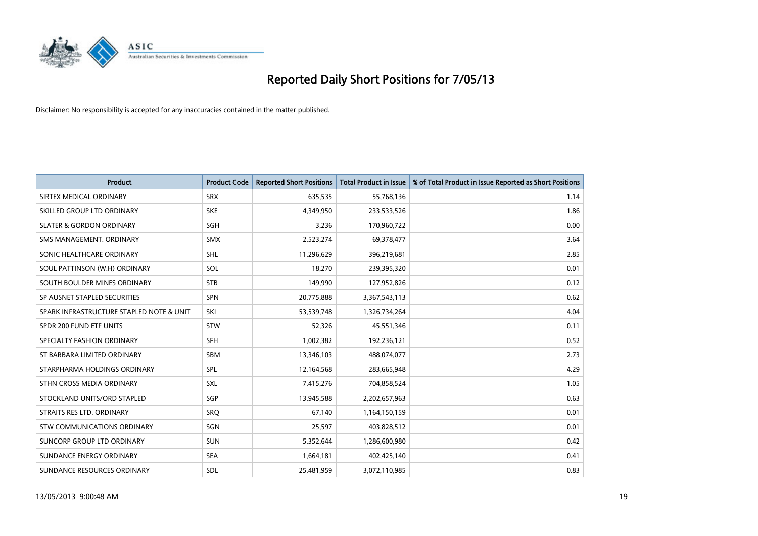# Reported Daily Short Positions for 7/05/13

Disclaimer: No responsibility is accepted for any inaccuracies contained in the matter published.

| Product | Product Code | Reported Short Positions | Total Product in Issue | % of Total Product in Issue Reported as Short Positions |
|---|---|---|---|---|
| SIRTEX MEDICAL ORDINARY | SRX | 635,535 | 55,768,136 | 1.14 |
| SKILLED GROUP LTD ORDINARY | SKE | 4,349,950 | 233,533,526 | 1.86 |
| SLATER & GORDON ORDINARY | SGH | 3,236 | 170,960,722 | 0.00 |
| SMS MANAGEMENT. ORDINARY | SMX | 2,523,274 | 69,378,477 | 3.64 |
| SONIC HEALTHCARE ORDINARY | SHL | 11,296,629 | 396,219,681 | 2.85 |
| SOUL PATTINSON (W.H) ORDINARY | SOL | 18,270 | 239,395,320 | 0.01 |
| SOUTH BOULDER MINES ORDINARY | STB | 149,990 | 127,952,826 | 0.12 |
| SP AUSNET STAPLED SECURITIES | SPN | 20,775,888 | 3,367,543,113 | 0.62 |
| SPARK INFRASTRUCTURE STAPLED NOTE & UNIT | SKI | 53,539,748 | 1,326,734,264 | 4.04 |
| SPDR 200 FUND ETF UNITS | STW | 52,326 | 45,551,346 | 0.11 |
| SPECIALTY FASHION ORDINARY | SFH | 1,002,382 | 192,236,121 | 0.52 |
| ST BARBARA LIMITED ORDINARY | SBM | 13,346,103 | 488,074,077 | 2.73 |
| STARPHARMA HOLDINGS ORDINARY | SPL | 12,164,568 | 283,665,948 | 4.29 |
| STHN CROSS MEDIA ORDINARY | SXL | 7,415,276 | 704,858,524 | 1.05 |
| STOCKLAND UNITS/ORD STAPLED | SGP | 13,945,588 | 2,202,657,963 | 0.63 |
| STRAITS RES LTD. ORDINARY | SRQ | 67,140 | 1,164,150,159 | 0.01 |
| STW COMMUNICATIONS ORDINARY | SGN | 25,597 | 403,828,512 | 0.01 |
| SUNCORP GROUP LTD ORDINARY | SUN | 5,352,644 | 1,286,600,980 | 0.42 |
| SUNDANCE ENERGY ORDINARY | SEA | 1,664,181 | 402,425,140 | 0.41 |
| SUNDANCE RESOURCES ORDINARY | SDL | 25,481,959 | 3,072,110,985 | 0.83 |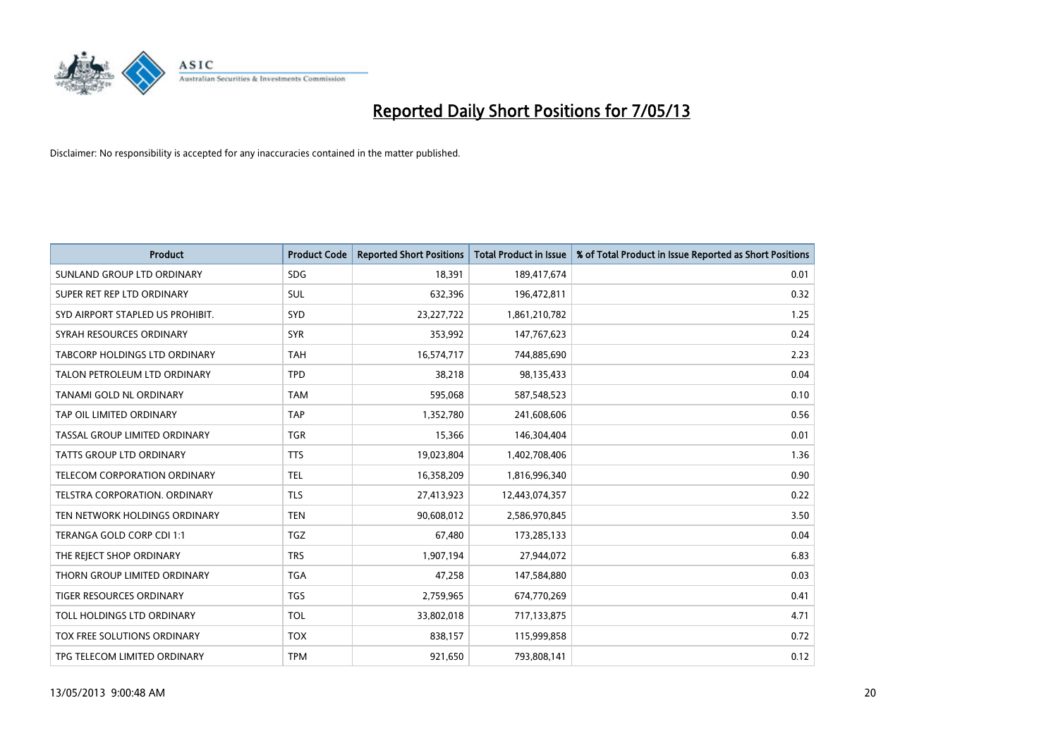# Reported Daily Short Positions for 7/05/13

Disclaimer: No responsibility is accepted for any inaccuracies contained in the matter published.

| Product | Product Code | Reported Short Positions | Total Product in Issue | % of Total Product in Issue Reported as Short Positions |
|---|---|---|---|---|
| SUNLAND GROUP LTD ORDINARY | SDG | 18,391 | 189,417,674 | 0.01 |
| SUPER RET REP LTD ORDINARY | SUL | 632,396 | 196,472,811 | 0.32 |
| SYD AIRPORT STAPLED US PROHIBIT. | SYD | 23,227,722 | 1,861,210,782 | 1.25 |
| SYRAH RESOURCES ORDINARY | SYR | 353,992 | 147,767,623 | 0.24 |
| TABCORP HOLDINGS LTD ORDINARY | TAH | 16,574,717 | 744,885,690 | 2.23 |
| TALON PETROLEUM LTD ORDINARY | TPD | 38,218 | 98,135,433 | 0.04 |
| TANAMI GOLD NL ORDINARY | TAM | 595,068 | 587,548,523 | 0.10 |
| TAP OIL LIMITED ORDINARY | TAP | 1,352,780 | 241,608,606 | 0.56 |
| TASSAL GROUP LIMITED ORDINARY | TGR | 15,366 | 146,304,404 | 0.01 |
| TATTS GROUP LTD ORDINARY | TTS | 19,023,804 | 1,402,708,406 | 1.36 |
| TELECOM CORPORATION ORDINARY | TEL | 16,358,209 | 1,816,996,340 | 0.90 |
| TELSTRA CORPORATION. ORDINARY | TLS | 27,413,923 | 12,443,074,357 | 0.22 |
| TEN NETWORK HOLDINGS ORDINARY | TEN | 90,608,012 | 2,586,970,845 | 3.50 |
| TERANGA GOLD CORP CDI 1:1 | TGZ | 67,480 | 173,285,133 | 0.04 |
| THE REJECT SHOP ORDINARY | TRS | 1,907,194 | 27,944,072 | 6.83 |
| THORN GROUP LIMITED ORDINARY | TGA | 47,258 | 147,584,880 | 0.03 |
| TIGER RESOURCES ORDINARY | TGS | 2,759,965 | 674,770,269 | 0.41 |
| TOLL HOLDINGS LTD ORDINARY | TOL | 33,802,018 | 717,133,875 | 4.71 |
| TOX FREE SOLUTIONS ORDINARY | TOX | 838,157 | 115,999,858 | 0.72 |
| TPG TELECOM LIMITED ORDINARY | TPM | 921,650 | 793,808,141 | 0.12 |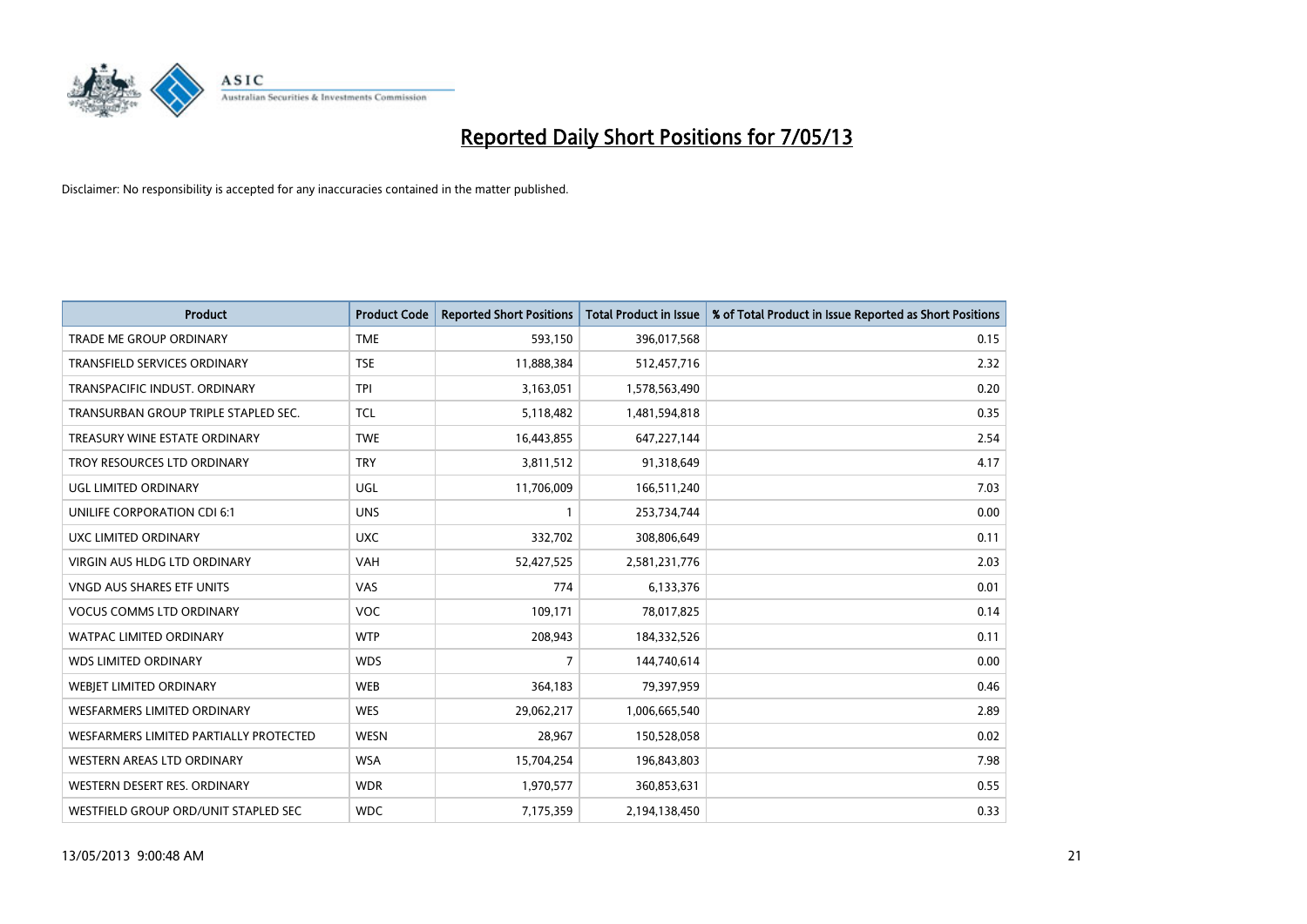# Reported Daily Short Positions for 7/05/13

Disclaimer: No responsibility is accepted for any inaccuracies contained in the matter published.

| Product | Product Code | Reported Short Positions | Total Product in Issue | % of Total Product in Issue Reported as Short Positions |
|---|---|---|---|---|
| TRADE ME GROUP ORDINARY | TME | 593,150 | 396,017,568 | 0.15 |
| TRANSFIELD SERVICES ORDINARY | TSE | 11,888,384 | 512,457,716 | 2.32 |
| TRANSPACIFIC INDUST. ORDINARY | TPI | 3,163,051 | 1,578,563,490 | 0.20 |
| TRANSURBAN GROUP TRIPLE STAPLED SEC. | TCL | 5,118,482 | 1,481,594,818 | 0.35 |
| TREASURY WINE ESTATE ORDINARY | TWE | 16,443,855 | 647,227,144 | 2.54 |
| TROY RESOURCES LTD ORDINARY | TRY | 3,811,512 | 91,318,649 | 4.17 |
| UGL LIMITED ORDINARY | UGL | 11,706,009 | 166,511,240 | 7.03 |
| UNILIFE CORPORATION CDI 6:1 | UNS | 1 | 253,734,744 | 0.00 |
| UXC LIMITED ORDINARY | UXC | 332,702 | 308,806,649 | 0.11 |
| VIRGIN AUS HLDG LTD ORDINARY | VAH | 52,427,525 | 2,581,231,776 | 2.03 |
| VNGD AUS SHARES ETF UNITS | VAS | 774 | 6,133,376 | 0.01 |
| VOCUS COMMS LTD ORDINARY | VOC | 109,171 | 78,017,825 | 0.14 |
| WATPAC LIMITED ORDINARY | WTP | 208,943 | 184,332,526 | 0.11 |
| WDS LIMITED ORDINARY | WDS | 7 | 144,740,614 | 0.00 |
| WEBJET LIMITED ORDINARY | WEB | 364,183 | 79,397,959 | 0.46 |
| WESFARMERS LIMITED ORDINARY | WES | 29,062,217 | 1,006,665,540 | 2.89 |
| WESFARMERS LIMITED PARTIALLY PROTECTED | WESN | 28,967 | 150,528,058 | 0.02 |
| WESTERN AREAS LTD ORDINARY | WSA | 15,704,254 | 196,843,803 | 7.98 |
| WESTERN DESERT RES. ORDINARY | WDR | 1,970,577 | 360,853,631 | 0.55 |
| WESTFIELD GROUP ORD/UNIT STAPLED SEC | WDC | 7,175,359 | 2,194,138,450 | 0.33 |

13/05/2013 9:00:48 AM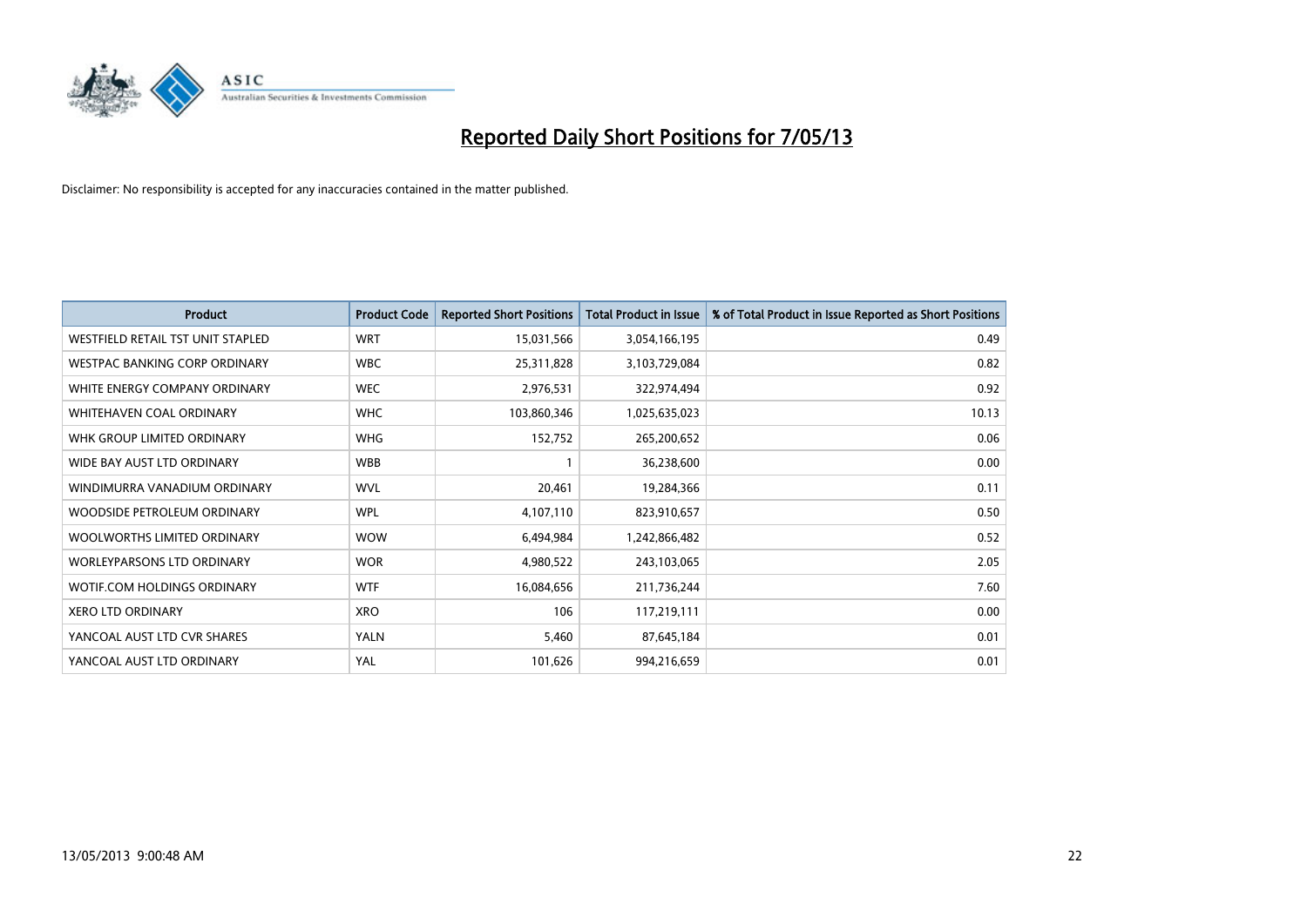# Reported Daily Short Positions for 7/05/13

Disclaimer: No responsibility is accepted for any inaccuracies contained in the matter published.

| Product | Product Code | Reported Short Positions | Total Product in Issue | % of Total Product in Issue Reported as Short Positions |
| --- | --- | --- | --- | --- |
| WESTFIELD RETAIL TST UNIT STAPLED | WRT | 15,031,566 | 3,054,166,195 | 0.49 |
| WESTPAC BANKING CORP ORDINARY | WBC | 25,311,828 | 3,103,729,084 | 0.82 |
| WHITE ENERGY COMPANY ORDINARY | WEC | 2,976,531 | 322,974,494 | 0.92 |
| WHITEHAVEN COAL ORDINARY | WHC | 103,860,346 | 1,025,635,023 | 10.13 |
| WHK GROUP LIMITED ORDINARY | WHG | 152,752 | 265,200,652 | 0.06 |
| WIDE BAY AUST LTD ORDINARY | WBB | 1 | 36,238,600 | 0.00 |
| WINDIMURRA VANADIUM ORDINARY | WVL | 20,461 | 19,284,366 | 0.11 |
| WOODSIDE PETROLEUM ORDINARY | WPL | 4,107,110 | 823,910,657 | 0.50 |
| WOOLWORTHS LIMITED ORDINARY | WOW | 6,494,984 | 1,242,866,482 | 0.52 |
| WORLEYPARSONS LTD ORDINARY | WOR | 4,980,522 | 243,103,065 | 2.05 |
| WOTIF.COM HOLDINGS ORDINARY | WTF | 16,084,656 | 211,736,244 | 7.60 |
| XERO LTD ORDINARY | XRO | 106 | 117,219,111 | 0.00 |
| YANCOAL AUST LTD CVR SHARES | YALN | 5,460 | 87,645,184 | 0.01 |
| YANCOAL AUST LTD ORDINARY | YAL | 101,626 | 994,216,659 | 0.01 |

13/05/2013 9:00:48 AM